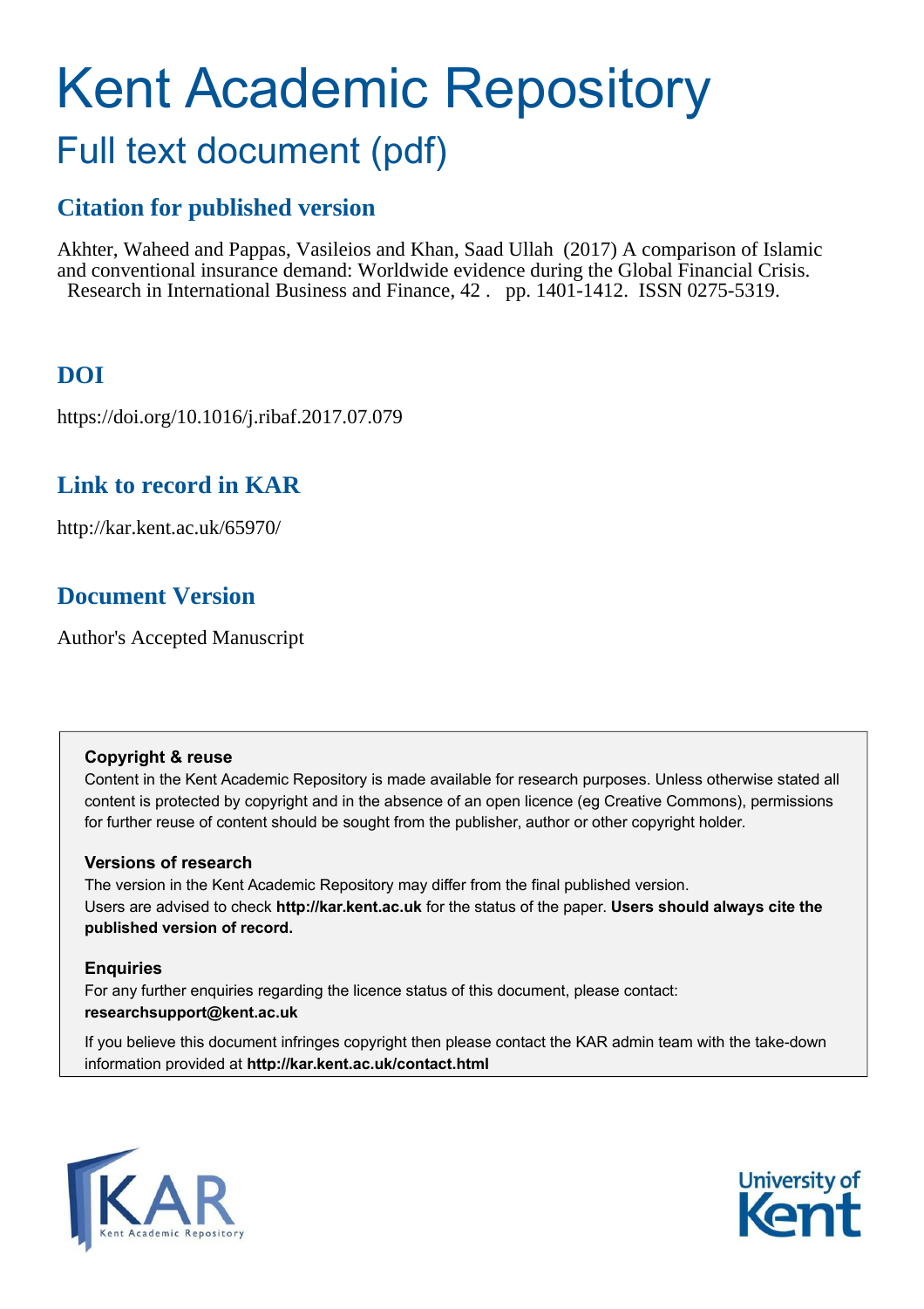# Kent Academic Repository

## Full text document (pdf)

### Citation for published version

Akhter, Waheed and Pappas, Vasileios and Khan, Saad Ullah (2017) A comparison of Islamic and conventional insurance demand: Worldwide evidence during the Global Financial Crisis. Research in International Business and Finance, 42 . pp. 1401-1412. ISSN 0275-5319.

### DOI

https://doi.org/10.1016/j.ribaf.2017.07.079

### Link to record in KAR

http://kar.kent.ac.uk/65970/

### Document Version

Author's Accepted Manuscript

**Copyright & reuse**

Content in the Kent Academic Repository is made available for research purposes. Unless otherwise stated all content is protected by copyright and in the absence of an open licence (eg Creative Commons), permissions for further reuse of content should be sought from the publisher, author or other copyright holder.

**Versions of research**

The version in the Kent Academic Repository may differ from the final published version. Users are advised to check **http://kar.kent.ac.uk** for the status of the paper. **Users should always cite the published version of record.**

**Enquiries**

For any further enquiries regarding the licence status of this document, please contact: **researchsupport@kent.ac.uk**

If you believe this document infringes copyright then please contact the KAR admin team with the take-down information provided at **http://kar.kent.ac.uk/contact.html**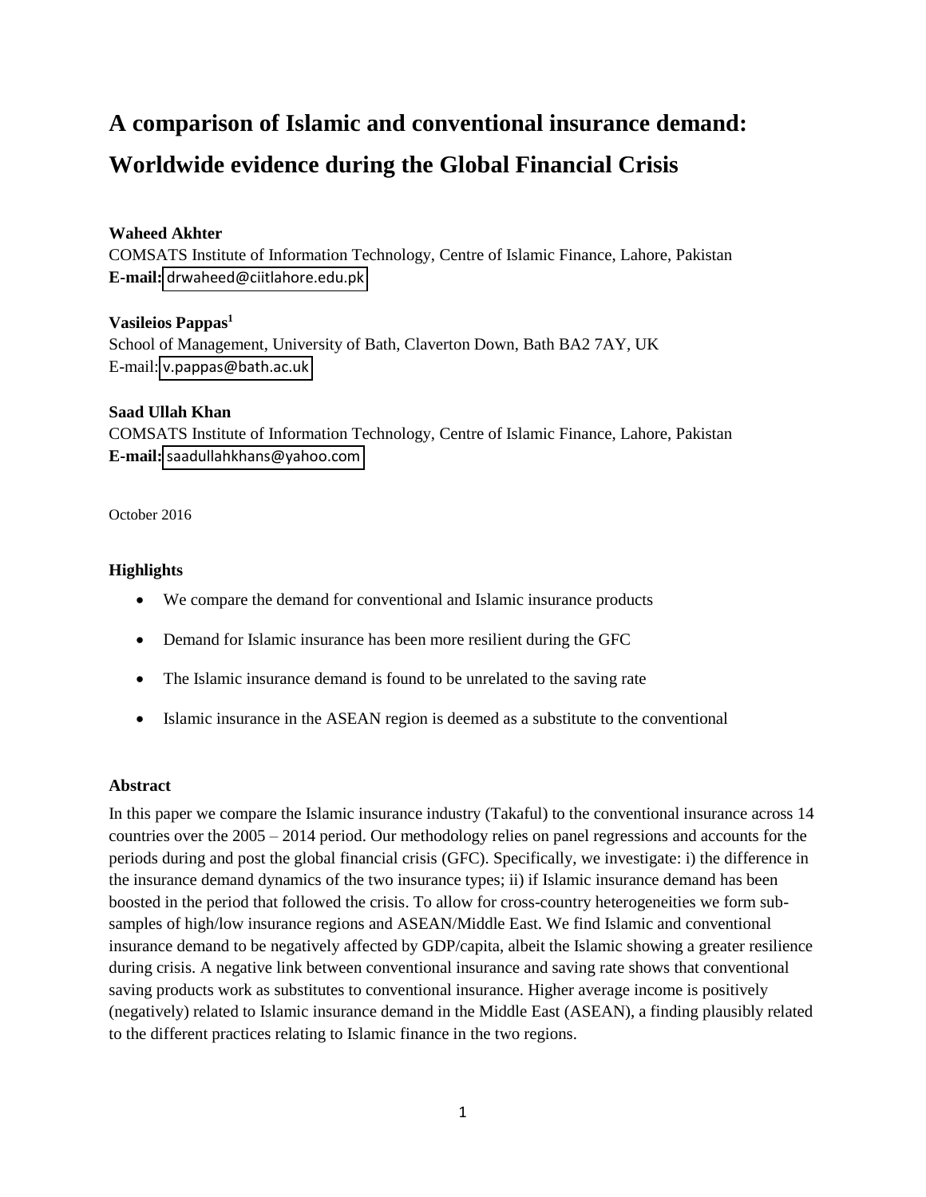# A comparison of Islamic and conventional insurance demand: Worldwide evidence during the Global Financial Crisis

**Waheed Akhter**
COMSATS Institute of Information Technology, Centre of Islamic Finance, Lahore, Pakistan
**E-mail:** drwaheed@ciitlahore.edu.pk

**Vasileios Pappas**[1]
School of Management, University of Bath, Claverton Down, Bath BA2 7AY, UK
E-mail: v.pappas@bath.ac.uk

**Saad Ullah Khan**
COMSATS Institute of Information Technology, Centre of Islamic Finance, Lahore, Pakistan
**E-mail:** saadullahkhans@yahoo.com

October 2016

### Highlights

- We compare the demand for conventional and Islamic insurance products
- Demand for Islamic insurance has been more resilient during the GFC
- The Islamic insurance demand is found to be unrelated to the saving rate
- Islamic insurance in the ASEAN region is deemed as a substitute to the conventional

### Abstract

In this paper we compare the Islamic insurance industry (Takaful) to the conventional insurance across 14 countries over the 2005 – 2014 period. Our methodology relies on panel regressions and accounts for the periods during and post the global financial crisis (GFC). Specifically, we investigate: i) the difference in the insurance demand dynamics of the two insurance types; ii) if Islamic insurance demand has been boosted in the period that followed the crisis. To allow for cross-country heterogeneities we form sub-samples of high/low insurance regions and ASEAN/Middle East. We find Islamic and conventional insurance demand to be negatively affected by GDP/capita, albeit the Islamic showing a greater resilience during crisis. A negative link between conventional insurance and saving rate shows that conventional saving products work as substitutes to conventional insurance. Higher average income is positively (negatively) related to Islamic insurance demand in the Middle East (ASEAN), a finding plausibly related to the different practices relating to Islamic finance in the two regions.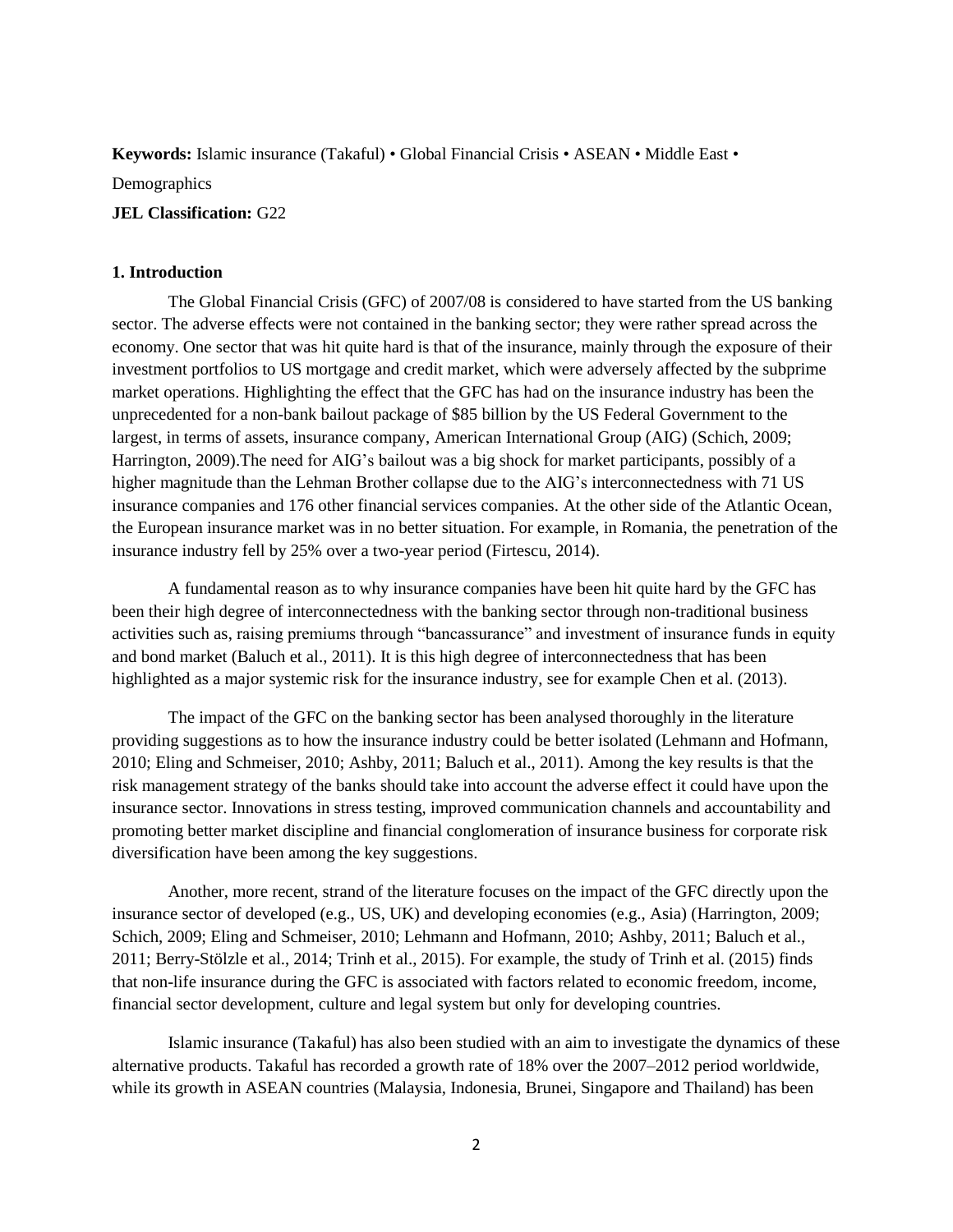**Keywords:** Islamic insurance (Takaful) • Global Financial Crisis • ASEAN • Middle East • Demographics

**JEL Classification:** G22

## 1. Introduction

The Global Financial Crisis (GFC) of 2007/08 is considered to have started from the US banking sector. The adverse effects were not contained in the banking sector; they were rather spread across the economy. One sector that was hit quite hard is that of the insurance, mainly through the exposure of their investment portfolios to US mortgage and credit market, which were adversely affected by the subprime market operations. Highlighting the effect that the GFC has had on the insurance industry has been the unprecedented for a non-bank bailout package of $85 billion by the US Federal Government to the largest, in terms of assets, insurance company, American International Group (AIG) (Schich, 2009; Harrington, 2009).The need for AIG's bailout was a big shock for market participants, possibly of a higher magnitude than the Lehman Brother collapse due to the AIG's interconnectedness with 71 US insurance companies and 176 other financial services companies. At the other side of the Atlantic Ocean, the European insurance market was in no better situation. For example, in Romania, the penetration of the insurance industry fell by 25% over a two-year period (Firtescu, 2014).

A fundamental reason as to why insurance companies have been hit quite hard by the GFC has been their high degree of interconnectedness with the banking sector through non-traditional business activities such as, raising premiums through "bancassurance" and investment of insurance funds in equity and bond market (Baluch et al., 2011). It is this high degree of interconnectedness that has been highlighted as a major systemic risk for the insurance industry, see for example Chen et al. (2013).

The impact of the GFC on the banking sector has been analysed thoroughly in the literature providing suggestions as to how the insurance industry could be better isolated (Lehmann and Hofmann, 2010; Eling and Schmeiser, 2010; Ashby, 2011; Baluch et al., 2011). Among the key results is that the risk management strategy of the banks should take into account the adverse effect it could have upon the insurance sector. Innovations in stress testing, improved communication channels and accountability and promoting better market discipline and financial conglomeration of insurance business for corporate risk diversification have been among the key suggestions.

Another, more recent, strand of the literature focuses on the impact of the GFC directly upon the insurance sector of developed (e.g., US, UK) and developing economies (e.g., Asia) (Harrington, 2009; Schich, 2009; Eling and Schmeiser, 2010; Lehmann and Hofmann, 2010; Ashby, 2011; Baluch et al., 2011; Berry-Stölzle et al., 2014; Trinh et al., 2015). For example, the study of Trinh et al. (2015) finds that non-life insurance during the GFC is associated with factors related to economic freedom, income, financial sector development, culture and legal system but only for developing countries.

Islamic insurance (Takaful) has also been studied with an aim to investigate the dynamics of these alternative products. Takaful has recorded a growth rate of 18% over the 2007–2012 period worldwide, while its growth in ASEAN countries (Malaysia, Indonesia, Brunei, Singapore and Thailand) has been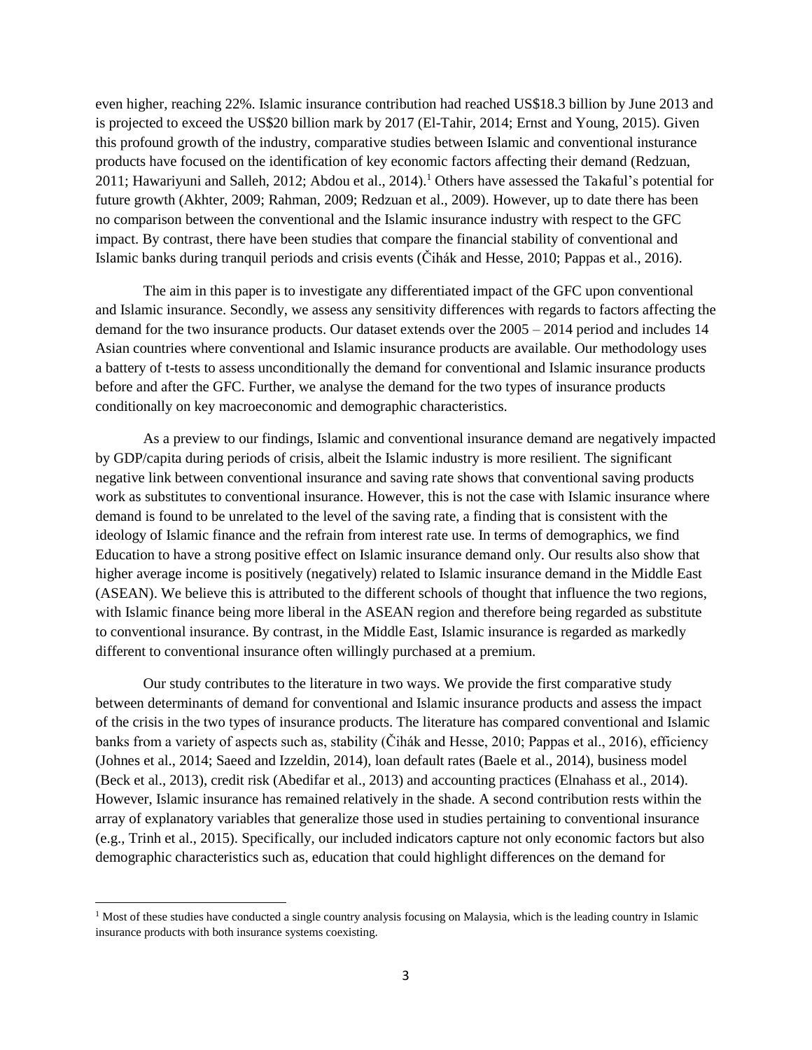even higher, reaching 22%. Islamic insurance contribution had reached US$18.3 billion by June 2013 and is projected to exceed the US$20 billion mark by 2017 (El-Tahir, 2014; Ernst and Young, 2015). Given this profound growth of the industry, comparative studies between Islamic and conventional insturance products have focused on the identification of key economic factors affecting their demand (Redzuan, 2011; Hawariyuni and Salleh, 2012; Abdou et al., 2014).[1] Others have assessed the Takaful's potential for future growth (Akhter, 2009; Rahman, 2009; Redzuan et al., 2009). However, up to date there has been no comparison between the conventional and the Islamic insurance industry with respect to the GFC impact. By contrast, there have been studies that compare the financial stability of conventional and Islamic banks during tranquil periods and crisis events (Čihák and Hesse, 2010; Pappas et al., 2016).

The aim in this paper is to investigate any differentiated impact of the GFC upon conventional and Islamic insurance. Secondly, we assess any sensitivity differences with regards to factors affecting the demand for the two insurance products. Our dataset extends over the 2005 – 2014 period and includes 14 Asian countries where conventional and Islamic insurance products are available. Our methodology uses a battery of t-tests to assess unconditionally the demand for conventional and Islamic insurance products before and after the GFC. Further, we analyse the demand for the two types of insurance products conditionally on key macroeconomic and demographic characteristics.

As a preview to our findings, Islamic and conventional insurance demand are negatively impacted by GDP/capita during periods of crisis, albeit the Islamic industry is more resilient. The significant negative link between conventional insurance and saving rate shows that conventional saving products work as substitutes to conventional insurance. However, this is not the case with Islamic insurance where demand is found to be unrelated to the level of the saving rate, a finding that is consistent with the ideology of Islamic finance and the refrain from interest rate use. In terms of demographics, we find Education to have a strong positive effect on Islamic insurance demand only. Our results also show that higher average income is positively (negatively) related to Islamic insurance demand in the Middle East (ASEAN). We believe this is attributed to the different schools of thought that influence the two regions, with Islamic finance being more liberal in the ASEAN region and therefore being regarded as substitute to conventional insurance. By contrast, in the Middle East, Islamic insurance is regarded as markedly different to conventional insurance often willingly purchased at a premium.

Our study contributes to the literature in two ways. We provide the first comparative study between determinants of demand for conventional and Islamic insurance products and assess the impact of the crisis in the two types of insurance products. The literature has compared conventional and Islamic banks from a variety of aspects such as, stability (Čihák and Hesse, 2010; Pappas et al., 2016), efficiency (Johnes et al., 2014; Saeed and Izzeldin, 2014), loan default rates (Baele et al., 2014), business model (Beck et al., 2013), credit risk (Abedifar et al., 2013) and accounting practices (Elnahass et al., 2014). However, Islamic insurance has remained relatively in the shade. A second contribution rests within the array of explanatory variables that generalize those used in studies pertaining to conventional insurance (e.g., Trinh et al., 2015). Specifically, our included indicators capture not only economic factors but also demographic characteristics such as, education that could highlight differences on the demand for

[1] Most of these studies have conducted a single country analysis focusing on Malaysia, which is the leading country in Islamic insurance products with both insurance systems coexisting.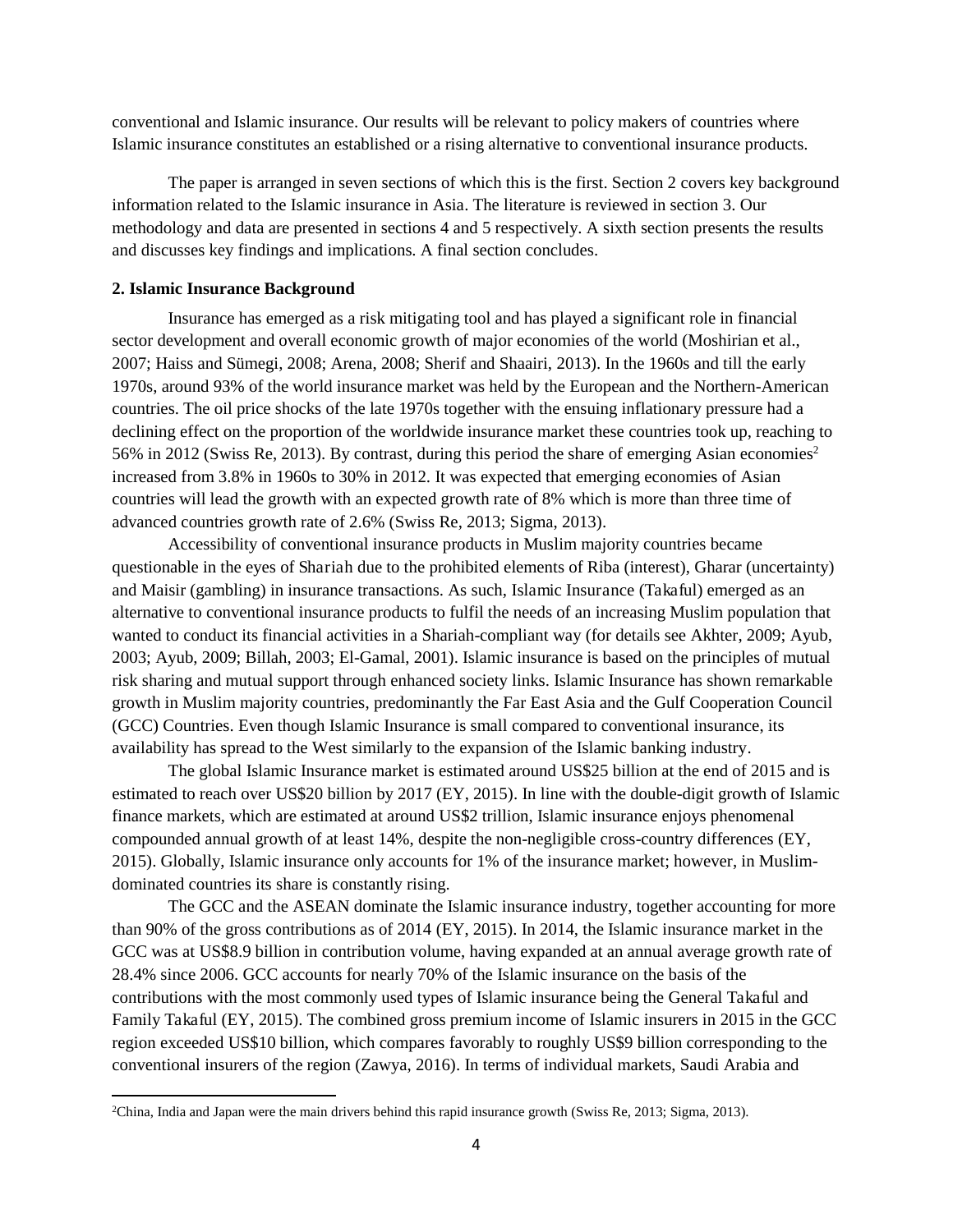conventional and Islamic insurance. Our results will be relevant to policy makers of countries where Islamic insurance constitutes an established or a rising alternative to conventional insurance products.

The paper is arranged in seven sections of which this is the first. Section 2 covers key background information related to the Islamic insurance in Asia. The literature is reviewed in section 3. Our methodology and data are presented in sections 4 and 5 respectively. A sixth section presents the results and discusses key findings and implications. A final section concludes.

## 2. Islamic Insurance Background

Insurance has emerged as a risk mitigating tool and has played a significant role in financial sector development and overall economic growth of major economies of the world (Moshirian et al., 2007; Haiss and Sümegi, 2008; Arena, 2008; Sherif and Shaairi, 2013). In the 1960s and till the early 1970s, around 93% of the world insurance market was held by the European and the Northern-American countries. The oil price shocks of the late 1970s together with the ensuing inflationary pressure had a declining effect on the proportion of the worldwide insurance market these countries took up, reaching to 56% in 2012 (Swiss Re, 2013). By contrast, during this period the share of emerging Asian economies[2] increased from 3.8% in 1960s to 30% in 2012. It was expected that emerging economies of Asian countries will lead the growth with an expected growth rate of 8% which is more than three time of advanced countries growth rate of 2.6% (Swiss Re, 2013; Sigma, 2013).

Accessibility of conventional insurance products in Muslim majority countries became questionable in the eyes of *Shariah* due to the prohibited elements of Riba (interest), Gharar (uncertainty) and Maisir (gambling) in insurance transactions. As such, Islamic Insurance (*Takaful*) emerged as an alternative to conventional insurance products to fulfil the needs of an increasing Muslim population that wanted to conduct its financial activities in a Shariah-compliant way (for details see Akhter, 2009; Ayub, 2003; Ayub, 2009; Billah, 2003; El-Gamal, 2001). Islamic insurance is based on the principles of mutual risk sharing and mutual support through enhanced society links. Islamic Insurance has shown remarkable growth in Muslim majority countries, predominantly the Far East Asia and the Gulf Cooperation Council (GCC) Countries. Even though Islamic Insurance is small compared to conventional insurance, its availability has spread to the West similarly to the expansion of the Islamic banking industry.

The global Islamic Insurance market is estimated around US$25 billion at the end of 2015 and is estimated to reach over US$20 billion by 2017 (EY, 2015). In line with the double-digit growth of Islamic finance markets, which are estimated at around US$2 trillion, Islamic insurance enjoys phenomenal compounded annual growth of at least 14%, despite the non-negligible cross-country differences (EY, 2015). Globally, Islamic insurance only accounts for 1% of the insurance market; however, in Muslim-dominated countries its share is constantly rising.

The GCC and the ASEAN dominate the Islamic insurance industry, together accounting for more than 90% of the gross contributions as of 2014 (EY, 2015). In 2014, the Islamic insurance market in the GCC was at US$8.9 billion in contribution volume, having expanded at an annual average growth rate of 28.4% since 2006. GCC accounts for nearly 70% of the Islamic insurance on the basis of the contributions with the most commonly used types of Islamic insurance being the General *Takaful* and Family *Takaful* (EY, 2015). The combined gross premium income of Islamic insurers in 2015 in the GCC region exceeded US$10 billion, which compares favorably to roughly US$9 billion corresponding to the conventional insurers of the region (Zawya, 2016). In terms of individual markets, Saudi Arabia and

[2] China, India and Japan were the main drivers behind this rapid insurance growth (Swiss Re, 2013; Sigma, 2013).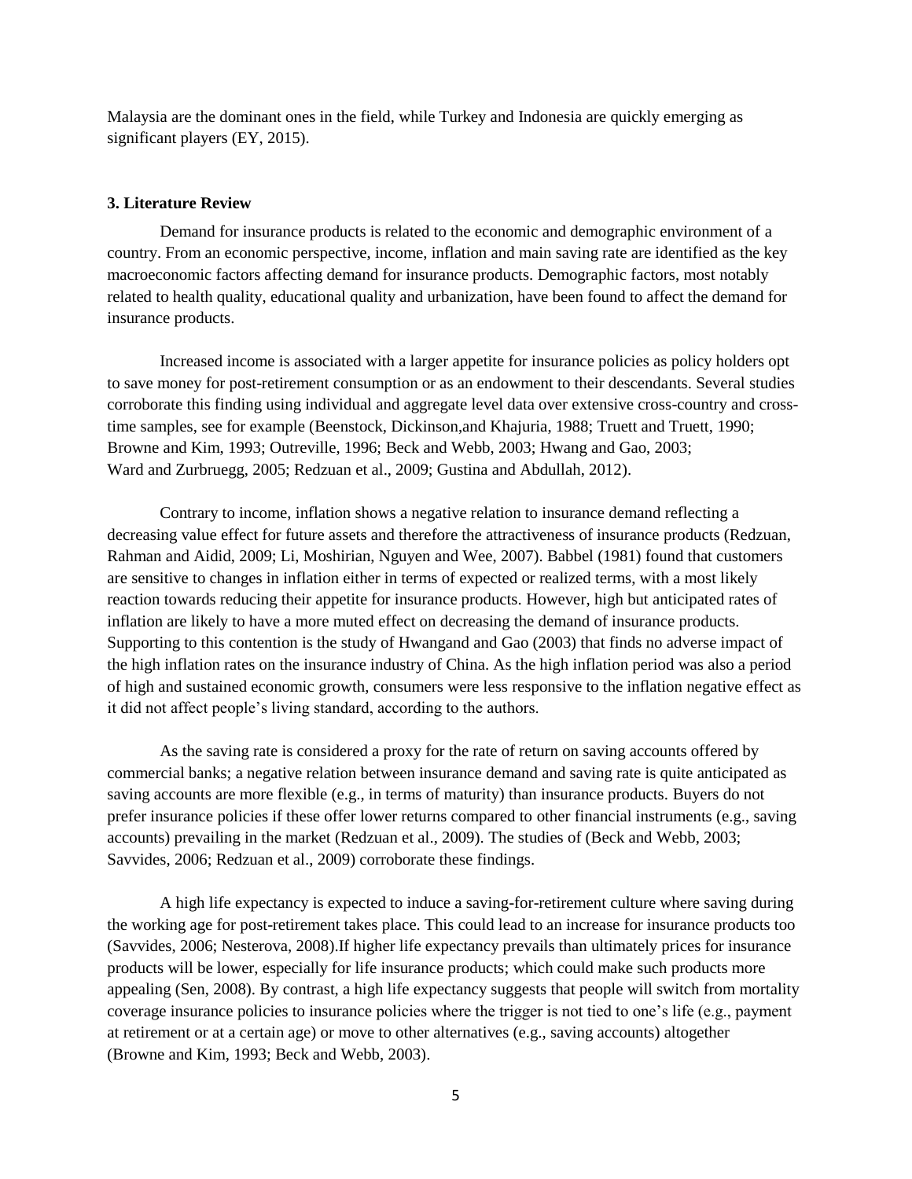Malaysia are the dominant ones in the field, while Turkey and Indonesia are quickly emerging as significant players (EY, 2015).

### 3. Literature Review

Demand for insurance products is related to the economic and demographic environment of a country. From an economic perspective, income, inflation and main saving rate are identified as the key macroeconomic factors affecting demand for insurance products. Demographic factors, most notably related to health quality, educational quality and urbanization, have been found to affect the demand for insurance products.

Increased income is associated with a larger appetite for insurance policies as policy holders opt to save money for post-retirement consumption or as an endowment to their descendants. Several studies corroborate this finding using individual and aggregate level data over extensive cross-country and cross-time samples, see for example (Beenstock, Dickinson,and Khajuria, 1988; Truett and Truett, 1990; Browne and Kim, 1993; Outreville, 1996; Beck and Webb, 2003; Hwang and Gao, 2003; Ward and Zurbruegg, 2005; Redzuan et al., 2009; Gustina and Abdullah, 2012).

Contrary to income, inflation shows a negative relation to insurance demand reflecting a decreasing value effect for future assets and therefore the attractiveness of insurance products (Redzuan, Rahman and Aidid, 2009; Li, Moshirian, Nguyen and Wee, 2007). Babbel (1981) found that customers are sensitive to changes in inflation either in terms of expected or realized terms, with a most likely reaction towards reducing their appetite for insurance products. However, high but anticipated rates of inflation are likely to have a more muted effect on decreasing the demand of insurance products. Supporting to this contention is the study of Hwangand and Gao (2003) that finds no adverse impact of the high inflation rates on the insurance industry of China. As the high inflation period was also a period of high and sustained economic growth, consumers were less responsive to the inflation negative effect as it did not affect people's living standard, according to the authors.

As the saving rate is considered a proxy for the rate of return on saving accounts offered by commercial banks; a negative relation between insurance demand and saving rate is quite anticipated as saving accounts are more flexible (e.g., in terms of maturity) than insurance products. Buyers do not prefer insurance policies if these offer lower returns compared to other financial instruments (e.g., saving accounts) prevailing in the market (Redzuan et al., 2009). The studies of (Beck and Webb, 2003; Savvides, 2006; Redzuan et al., 2009) corroborate these findings.

A high life expectancy is expected to induce a saving-for-retirement culture where saving during the working age for post-retirement takes place. This could lead to an increase for insurance products too (Savvides, 2006; Nesterova, 2008).If higher life expectancy prevails than ultimately prices for insurance products will be lower, especially for life insurance products; which could make such products more appealing (Sen, 2008). By contrast, a high life expectancy suggests that people will switch from mortality coverage insurance policies to insurance policies where the trigger is not tied to one's life (e.g., payment at retirement or at a certain age) or move to other alternatives (e.g., saving accounts) altogether (Browne and Kim, 1993; Beck and Webb, 2003).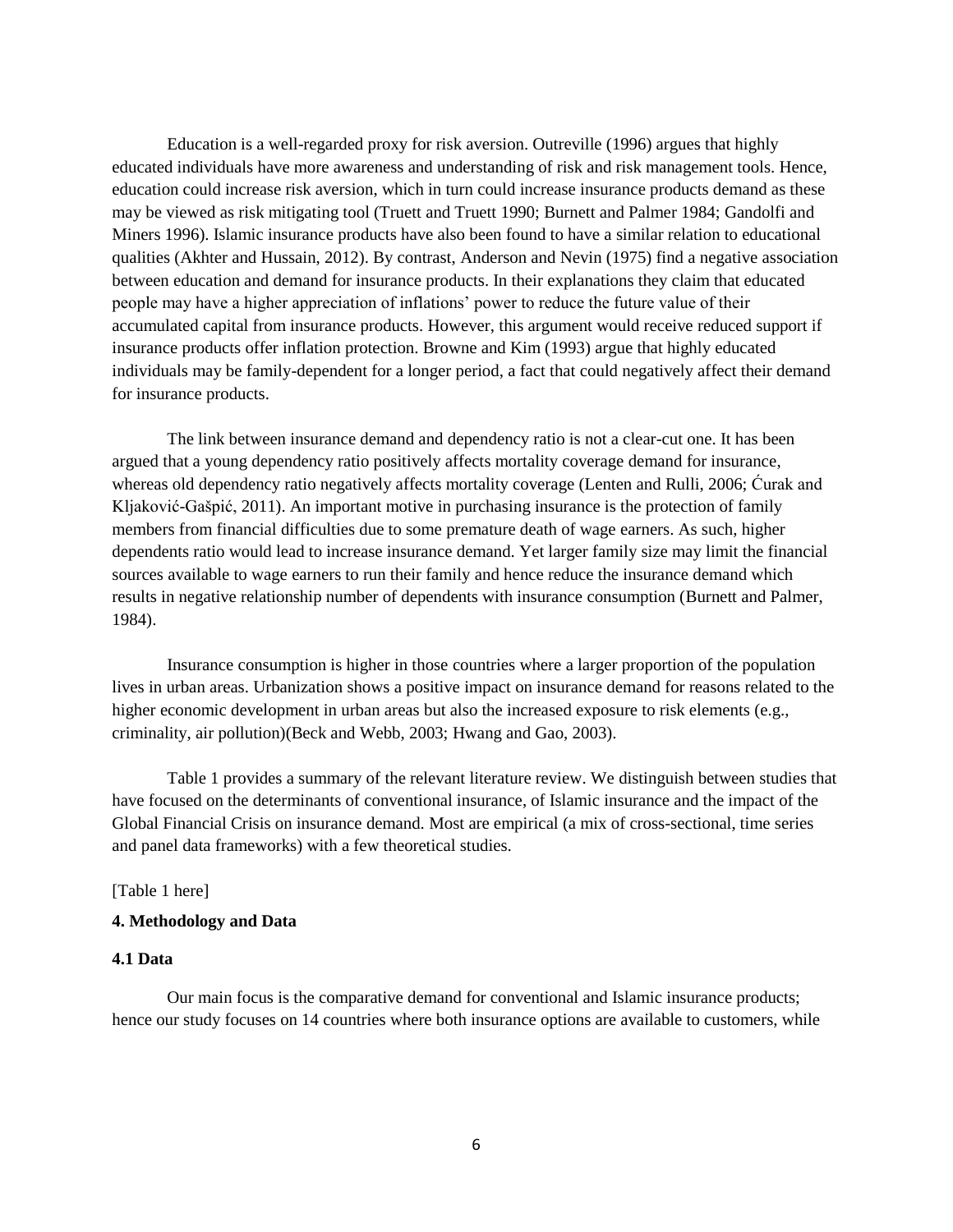Education is a well-regarded proxy for risk aversion. Outreville (1996) argues that highly educated individuals have more awareness and understanding of risk and risk management tools. Hence, education could increase risk aversion, which in turn could increase insurance products demand as these may be viewed as risk mitigating tool (Truett and Truett 1990; Burnett and Palmer 1984; Gandolfi and Miners 1996). Islamic insurance products have also been found to have a similar relation to educational qualities (Akhter and Hussain, 2012). By contrast, Anderson and Nevin (1975) find a negative association between education and demand for insurance products. In their explanations they claim that educated people may have a higher appreciation of inflations' power to reduce the future value of their accumulated capital from insurance products. However, this argument would receive reduced support if insurance products offer inflation protection. Browne and Kim (1993) argue that highly educated individuals may be family-dependent for a longer period, a fact that could negatively affect their demand for insurance products.

The link between insurance demand and dependency ratio is not a clear-cut one. It has been argued that a young dependency ratio positively affects mortality coverage demand for insurance, whereas old dependency ratio negatively affects mortality coverage (Lenten and Rulli, 2006; Ćurak and Kljaković-Gašpić, 2011). An important motive in purchasing insurance is the protection of family members from financial difficulties due to some premature death of wage earners. As such, higher dependents ratio would lead to increase insurance demand. Yet larger family size may limit the financial sources available to wage earners to run their family and hence reduce the insurance demand which results in negative relationship number of dependents with insurance consumption (Burnett and Palmer, 1984).

Insurance consumption is higher in those countries where a larger proportion of the population lives in urban areas. Urbanization shows a positive impact on insurance demand for reasons related to the higher economic development in urban areas but also the increased exposure to risk elements (e.g., criminality, air pollution)(Beck and Webb, 2003; Hwang and Gao, 2003).

Table 1 provides a summary of the relevant literature review. We distinguish between studies that have focused on the determinants of conventional insurance, of Islamic insurance and the impact of the Global Financial Crisis on insurance demand. Most are empirical (a mix of cross-sectional, time series and panel data frameworks) with a few theoretical studies.

[Table 1 here]

## 4. Methodology and Data

### 4.1 Data

Our main focus is the comparative demand for conventional and Islamic insurance products; hence our study focuses on 14 countries where both insurance options are available to customers, while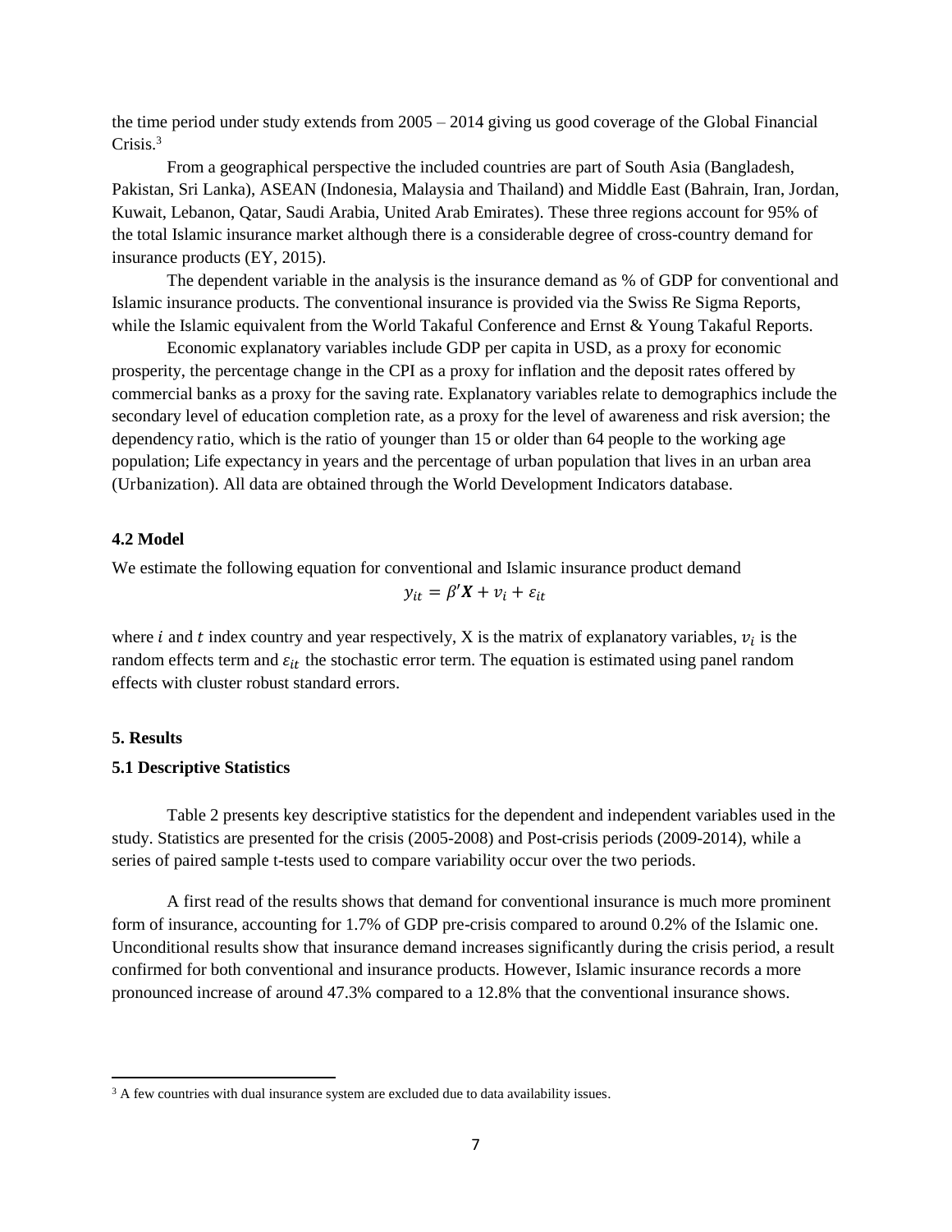the time period under study extends from 2005 – 2014 giving us good coverage of the Global Financial Crisis.[3]

From a geographical perspective the included countries are part of South Asia (Bangladesh, Pakistan, Sri Lanka), ASEAN (Indonesia, Malaysia and Thailand) and Middle East (Bahrain, Iran, Jordan, Kuwait, Lebanon, Qatar, Saudi Arabia, United Arab Emirates). These three regions account for 95% of the total Islamic insurance market although there is a considerable degree of cross-country demand for insurance products (EY, 2015).

The dependent variable in the analysis is the insurance demand as % of GDP for conventional and Islamic insurance products. The conventional insurance is provided via the Swiss Re Sigma Reports, while the Islamic equivalent from the World Takaful Conference and Ernst & Young Takaful Reports.

Economic explanatory variables include GDP per capita in USD, as a proxy for economic prosperity, the percentage change in the CPI as a proxy for inflation and the deposit rates offered by commercial banks as a proxy for the saving rate. Explanatory variables relate to demographics include the secondary level of education completion rate, as a proxy for the level of awareness and risk aversion; the dependency ratio, which is the ratio of younger than 15 or older than 64 people to the working age population; Life expectancy in years and the percentage of urban population that lives in an urban area (Urbanization). All data are obtained through the World Development Indicators database.

### 4.2 Model

We estimate the following equation for conventional and Islamic insurance product demand

$$y_{it} = \beta' \boldsymbol{X} + v_i + \varepsilon_{it}$$

where $i$ and $t$ index country and year respectively, X is the matrix of explanatory variables, $v_i$ is the random effects term and $\varepsilon_{it}$ the stochastic error term. The equation is estimated using panel random effects with cluster robust standard errors.

## 5. Results

### 5.1 Descriptive Statistics

Table 2 presents key descriptive statistics for the dependent and independent variables used in the study. Statistics are presented for the crisis (2005-2008) and Post-crisis periods (2009-2014), while a series of paired sample t-tests used to compare variability occur over the two periods.

A first read of the results shows that demand for conventional insurance is much more prominent form of insurance, accounting for 1.7% of GDP pre-crisis compared to around 0.2% of the Islamic one. Unconditional results show that insurance demand increases significantly during the crisis period, a result confirmed for both conventional and insurance products. However, Islamic insurance records a more pronounced increase of around 47.3% compared to a 12.8% that the conventional insurance shows.

---

[3] A few countries with dual insurance system are excluded due to data availability issues.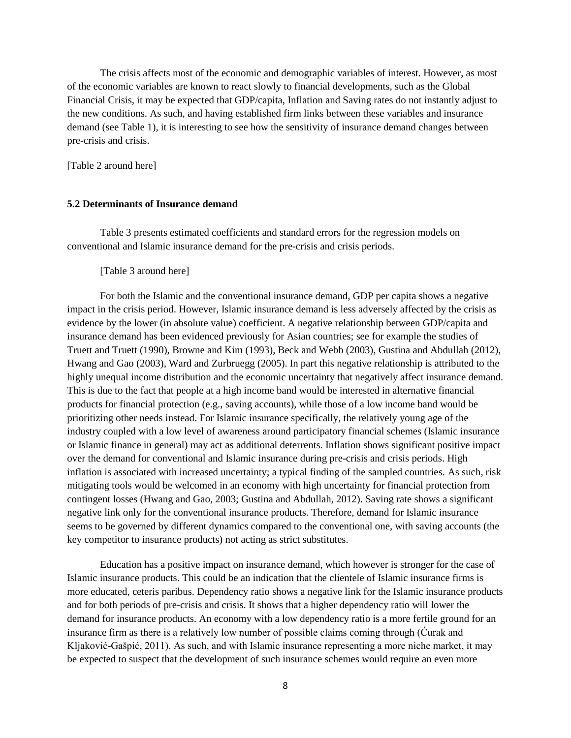The crisis affects most of the economic and demographic variables of interest. However, as most of the economic variables are known to react slowly to financial developments, such as the Global Financial Crisis, it may be expected that GDP/capita, Inflation and Saving rates do not instantly adjust to the new conditions. As such, and having established firm links between these variables and insurance demand (see Table 1), it is interesting to see how the sensitivity of insurance demand changes between pre-crisis and crisis.

[Table 2 around here]

### 5.2 Determinants of Insurance demand

Table 3 presents estimated coefficients and standard errors for the regression models on conventional and Islamic insurance demand for the pre-crisis and crisis periods.

[Table 3 around here]

For both the Islamic and the conventional insurance demand, GDP per capita shows a negative impact in the crisis period. However, Islamic insurance demand is less adversely affected by the crisis as evidence by the lower (in absolute value) coefficient. A negative relationship between GDP/capita and insurance demand has been evidenced previously for Asian countries; see for example the studies of Truett and Truett (1990), Browne and Kim (1993), Beck and Webb (2003), Gustina and Abdullah (2012), Hwang and Gao (2003), Ward and Zurbruegg (2005). In part this negative relationship is attributed to the highly unequal income distribution and the economic uncertainty that negatively affect insurance demand. This is due to the fact that people at a high income band would be interested in alternative financial products for financial protection (e.g., saving accounts), while those of a low income band would be prioritizing other needs instead. For Islamic insurance specifically, the relatively young age of the industry coupled with a low level of awareness around participatory financial schemes (Islamic insurance or Islamic finance in general) may act as additional deterrents. Inflation shows significant positive impact over the demand for conventional and Islamic insurance during pre-crisis and crisis periods. High inflation is associated with increased uncertainty; a typical finding of the sampled countries. As such, risk mitigating tools would be welcomed in an economy with high uncertainty for financial protection from contingent losses (Hwang and Gao, 2003; Gustina and Abdullah, 2012). Saving rate shows a significant negative link only for the conventional insurance products. Therefore, demand for Islamic insurance seems to be governed by different dynamics compared to the conventional one, with saving accounts (the key competitor to insurance products) not acting as strict substitutes.

Education has a positive impact on insurance demand, which however is stronger for the case of Islamic insurance products. This could be an indication that the clientele of Islamic insurance firms is more educated, ceteris paribus. Dependency ratio shows a negative link for the Islamic insurance products and for both periods of pre-crisis and crisis. It shows that a higher dependency ratio will lower the demand for insurance products. An economy with a low dependency ratio is a more fertile ground for an insurance firm as there is a relatively low number of possible claims coming through (Ćurak and Kljaković-Gašpić, 2011). As such, and with Islamic insurance representing a more niche market, it may be expected to suspect that the development of such insurance schemes would require an even more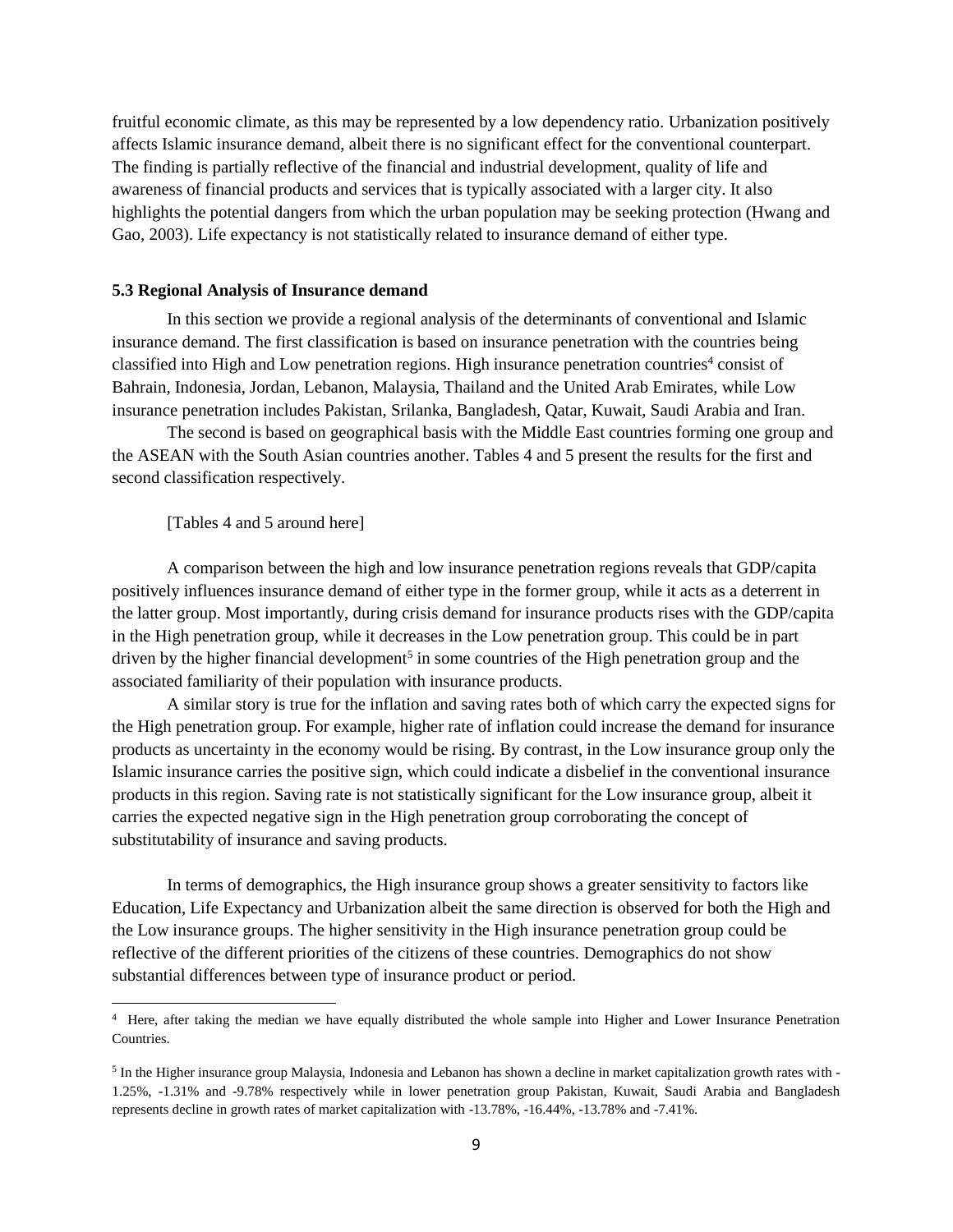fruitful economic climate, as this may be represented by a low dependency ratio. Urbanization positively affects Islamic insurance demand, albeit there is no significant effect for the conventional counterpart. The finding is partially reflective of the financial and industrial development, quality of life and awareness of financial products and services that is typically associated with a larger city. It also highlights the potential dangers from which the urban population may be seeking protection (Hwang and Gao, 2003). Life expectancy is not statistically related to insurance demand of either type.

### 5.3 Regional Analysis of Insurance demand

In this section we provide a regional analysis of the determinants of conventional and Islamic insurance demand. The first classification is based on insurance penetration with the countries being classified into High and Low penetration regions. High insurance penetration countries[4] consist of Bahrain, Indonesia, Jordan, Lebanon, Malaysia, Thailand and the United Arab Emirates, while Low insurance penetration includes Pakistan, Srilanka, Bangladesh, Qatar, Kuwait, Saudi Arabia and Iran.

The second is based on geographical basis with the Middle East countries forming one group and the ASEAN with the South Asian countries another. Tables 4 and 5 present the results for the first and second classification respectively.

[Tables 4 and 5 around here]

A comparison between the high and low insurance penetration regions reveals that GDP/capita positively influences insurance demand of either type in the former group, while it acts as a deterrent in the latter group. Most importantly, during crisis demand for insurance products rises with the GDP/capita in the High penetration group, while it decreases in the Low penetration group. This could be in part driven by the higher financial development[5] in some countries of the High penetration group and the associated familiarity of their population with insurance products.

A similar story is true for the inflation and saving rates both of which carry the expected signs for the High penetration group. For example, higher rate of inflation could increase the demand for insurance products as uncertainty in the economy would be rising. By contrast, in the Low insurance group only the Islamic insurance carries the positive sign, which could indicate a disbelief in the conventional insurance products in this region. Saving rate is not statistically significant for the Low insurance group, albeit it carries the expected negative sign in the High penetration group corroborating the concept of substitutability of insurance and saving products.

In terms of demographics, the High insurance group shows a greater sensitivity to factors like Education, Life Expectancy and Urbanization albeit the same direction is observed for both the High and the Low insurance groups. The higher sensitivity in the High insurance penetration group could be reflective of the different priorities of the citizens of these countries. Demographics do not show substantial differences between type of insurance product or period.

---

[4] Here, after taking the median we have equally distributed the whole sample into Higher and Lower Insurance Penetration Countries.

[5] In the Higher insurance group Malaysia, Indonesia and Lebanon has shown a decline in market capitalization growth rates with -1.25%, -1.31% and -9.78% respectively while in lower penetration group Pakistan, Kuwait, Saudi Arabia and Bangladesh represents decline in growth rates of market capitalization with -13.78%, -16.44%, -13.78% and -7.41%.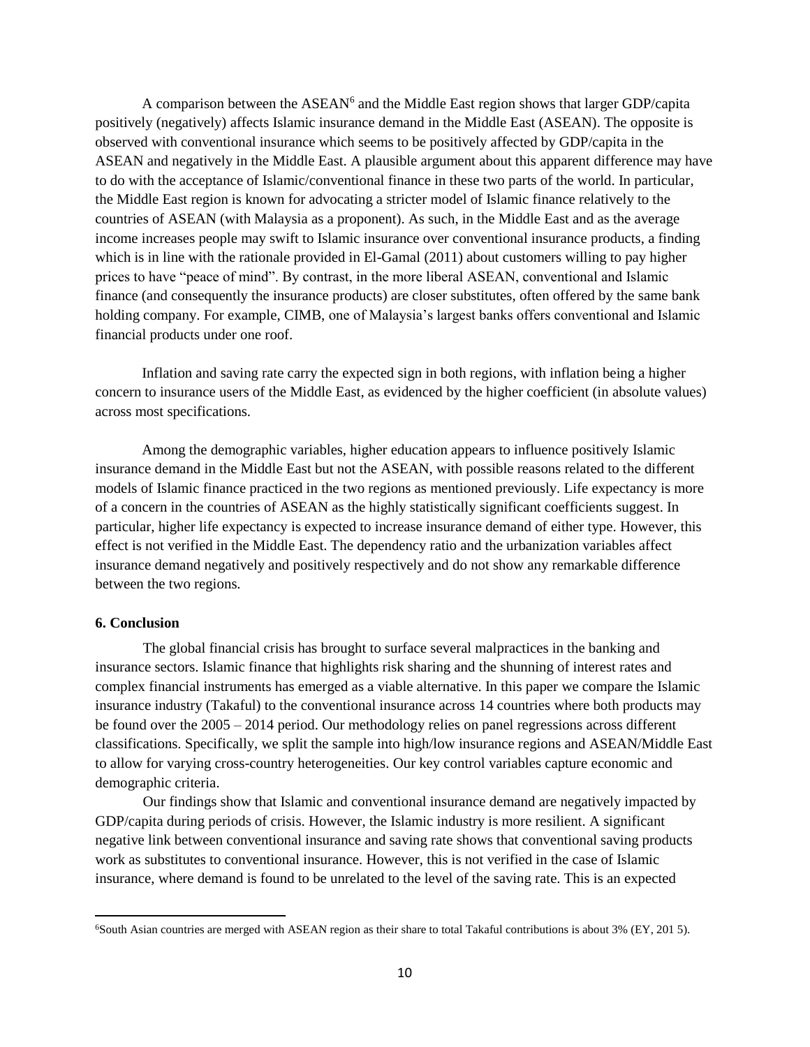A comparison between the ASEAN[6] and the Middle East region shows that larger GDP/capita positively (negatively) affects Islamic insurance demand in the Middle East (ASEAN). The opposite is observed with conventional insurance which seems to be positively affected by GDP/capita in the ASEAN and negatively in the Middle East. A plausible argument about this apparent difference may have to do with the acceptance of Islamic/conventional finance in these two parts of the world. In particular, the Middle East region is known for advocating a stricter model of Islamic finance relatively to the countries of ASEAN (with Malaysia as a proponent). As such, in the Middle East and as the average income increases people may swift to Islamic insurance over conventional insurance products, a finding which is in line with the rationale provided in El-Gamal (2011) about customers willing to pay higher prices to have "peace of mind". By contrast, in the more liberal ASEAN, conventional and Islamic finance (and consequently the insurance products) are closer substitutes, often offered by the same bank holding company. For example, CIMB, one of Malaysia's largest banks offers conventional and Islamic financial products under one roof.

Inflation and saving rate carry the expected sign in both regions, with inflation being a higher concern to insurance users of the Middle East, as evidenced by the higher coefficient (in absolute values) across most specifications.

Among the demographic variables, higher education appears to influence positively Islamic insurance demand in the Middle East but not the ASEAN, with possible reasons related to the different models of Islamic finance practiced in the two regions as mentioned previously. Life expectancy is more of a concern in the countries of ASEAN as the highly statistically significant coefficients suggest. In particular, higher life expectancy is expected to increase insurance demand of either type. However, this effect is not verified in the Middle East. The dependency ratio and the urbanization variables affect insurance demand negatively and positively respectively and do not show any remarkable difference between the two regions.

**6. Conclusion**

The global financial crisis has brought to surface several malpractices in the banking and insurance sectors. Islamic finance that highlights risk sharing and the shunning of interest rates and complex financial instruments has emerged as a viable alternative. In this paper we compare the Islamic insurance industry (Takaful) to the conventional insurance across 14 countries where both products may be found over the 2005 – 2014 period. Our methodology relies on panel regressions across different classifications. Specifically, we split the sample into high/low insurance regions and ASEAN/Middle East to allow for varying cross-country heterogeneities. Our key control variables capture economic and demographic criteria.

Our findings show that Islamic and conventional insurance demand are negatively impacted by GDP/capita during periods of crisis. However, the Islamic industry is more resilient. A significant negative link between conventional insurance and saving rate shows that conventional saving products work as substitutes to conventional insurance. However, this is not verified in the case of Islamic insurance, where demand is found to be unrelated to the level of the saving rate. This is an expected

[6]South Asian countries are merged with ASEAN region as their share to total Takaful contributions is about 3% (EY, 201 5).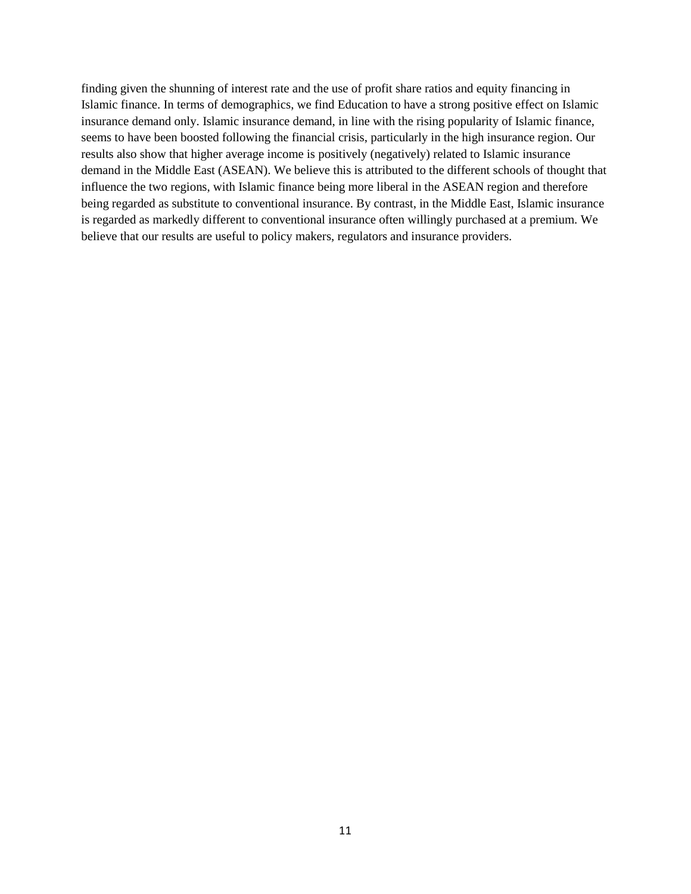finding given the shunning of interest rate and the use of profit share ratios and equity financing in Islamic finance. In terms of demographics, we find Education to have a strong positive effect on Islamic insurance demand only. Islamic insurance demand, in line with the rising popularity of Islamic finance, seems to have been boosted following the financial crisis, particularly in the high insurance region. Our results also show that higher average income is positively (negatively) related to Islamic insurance demand in the Middle East (ASEAN). We believe this is attributed to the different schools of thought that influence the two regions, with Islamic finance being more liberal in the ASEAN region and therefore being regarded as substitute to conventional insurance. By contrast, in the Middle East, Islamic insurance is regarded as markedly different to conventional insurance often willingly purchased at a premium. We believe that our results are useful to policy makers, regulators and insurance providers.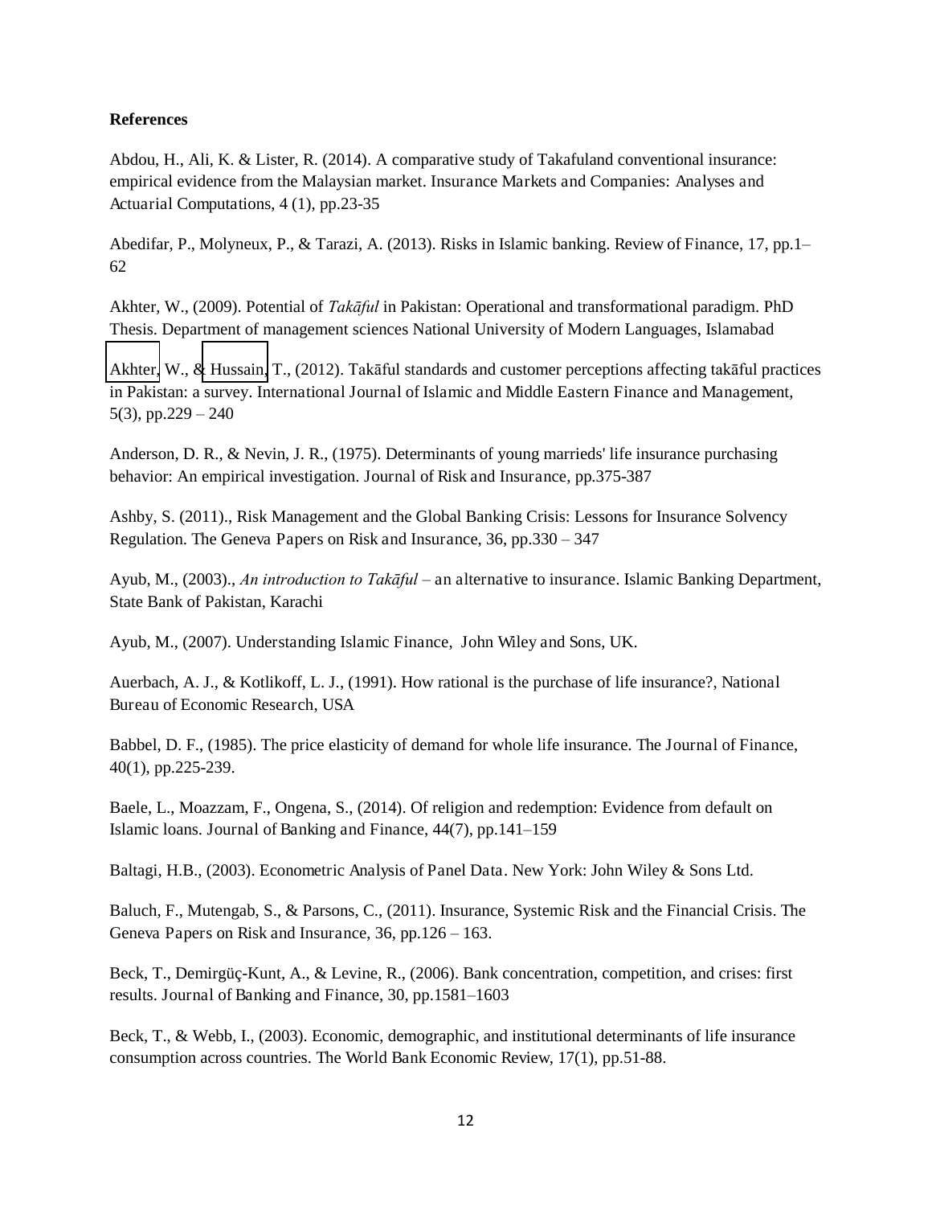**References**

Abdou, H., Ali, K. & Lister, R. (2014). A comparative study of Takafuland conventional insurance: empirical evidence from the Malaysian market. Insurance Markets and Companies: Analyses and Actuarial Computations, 4 (1), pp.23-35

Abedifar, P., Molyneux, P., & Tarazi, A. (2013). Risks in Islamic banking. Review of Finance, 17, pp.1–62

Akhter, W., (2009). Potential of *Takāful* in Pakistan: Operational and transformational paradigm. PhD Thesis. Department of management sciences National University of Modern Languages, Islamabad

Akhter, W., & Hussain, T., (2012). Takāful standards and customer perceptions affecting takāful practices in Pakistan: a survey. International Journal of Islamic and Middle Eastern Finance and Management, 5(3), pp.229 – 240

Anderson, D. R., & Nevin, J. R., (1975). Determinants of young marrieds' life insurance purchasing behavior: An empirical investigation. Journal of Risk and Insurance, pp.375-387

Ashby, S. (2011)., Risk Management and the Global Banking Crisis: Lessons for Insurance Solvency Regulation. The Geneva Papers on Risk and Insurance, 36, pp.330 – 347

Ayub, M., (2003)., *An introduction to Takāful* – an alternative to insurance. Islamic Banking Department, State Bank of Pakistan, Karachi

Ayub, M., (2007). Understanding Islamic Finance, John Wiley and Sons, UK.

Auerbach, A. J., & Kotlikoff, L. J., (1991). How rational is the purchase of life insurance?, National Bureau of Economic Research, USA

Babbel, D. F., (1985). The price elasticity of demand for whole life insurance. The Journal of Finance, 40(1), pp.225-239.

Baele, L., Moazzam, F., Ongena, S., (2014). Of religion and redemption: Evidence from default on Islamic loans. Journal of Banking and Finance, 44(7), pp.141–159

Baltagi, H.B., (2003). Econometric Analysis of Panel Data. New York: John Wiley & Sons Ltd.

Baluch, F., Mutengab, S., & Parsons, C., (2011). Insurance, Systemic Risk and the Financial Crisis. The Geneva Papers on Risk and Insurance, 36, pp.126 – 163.

Beck, T., Demirgüç-Kunt, A., & Levine, R., (2006). Bank concentration, competition, and crises: first results. Journal of Banking and Finance, 30, pp.1581–1603

Beck, T., & Webb, I., (2003). Economic, demographic, and institutional determinants of life insurance consumption across countries. The World Bank Economic Review, 17(1), pp.51-88.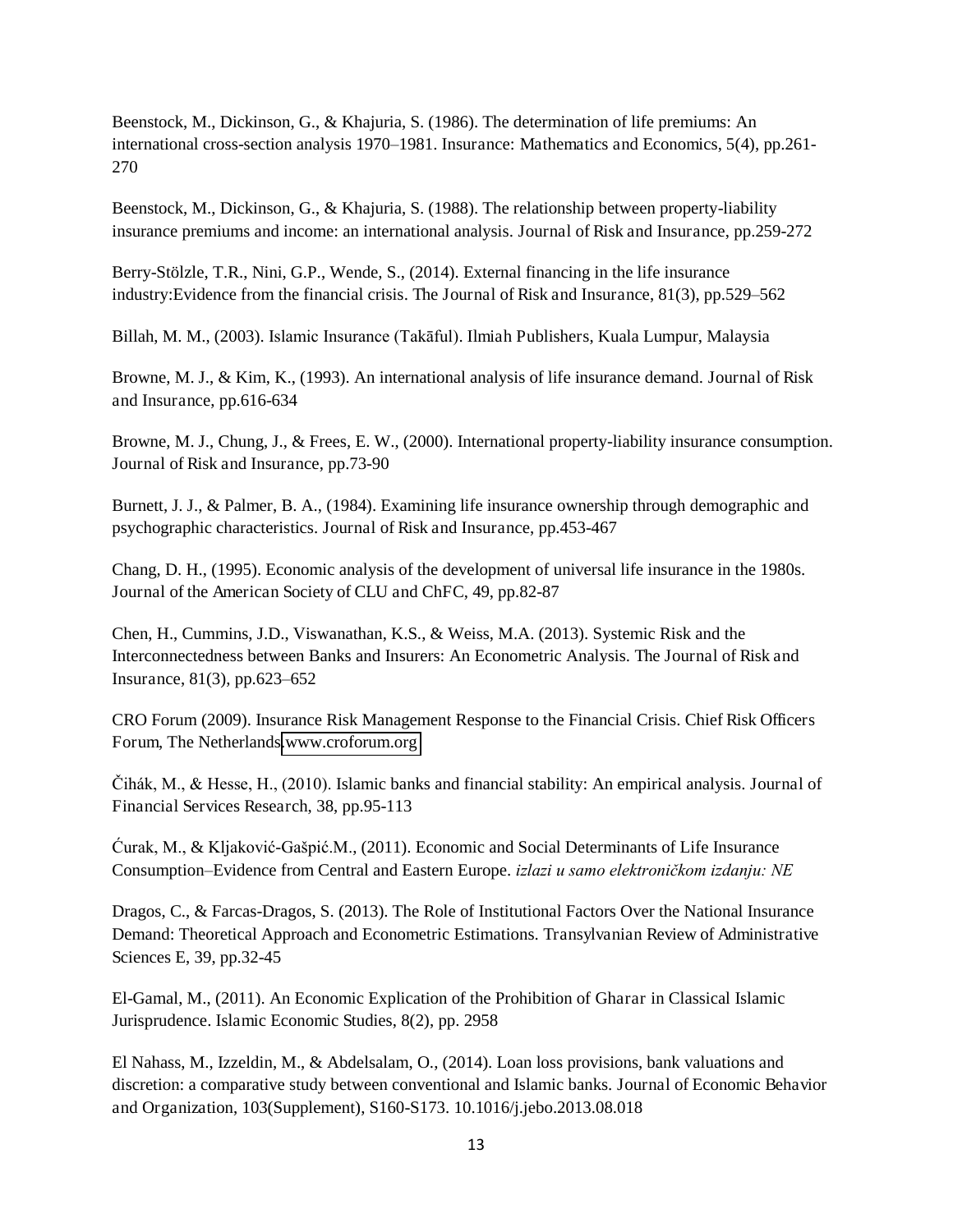Beenstock, M., Dickinson, G., & Khajuria, S. (1986). The determination of life premiums: An international cross-section analysis 1970–1981. Insurance: Mathematics and Economics, 5(4), pp.261-270

Beenstock, M., Dickinson, G., & Khajuria, S. (1988). The relationship between property-liability insurance premiums and income: an international analysis. Journal of Risk and Insurance, pp.259-272

Berry-Stölzle, T.R., Nini, G.P., Wende, S., (2014). External financing in the life insurance industry:Evidence from the financial crisis. The Journal of Risk and Insurance, 81(3), pp.529–562

Billah, M. M., (2003). Islamic Insurance (Takāful). Ilmiah Publishers, Kuala Lumpur, Malaysia

Browne, M. J., & Kim, K., (1993). An international analysis of life insurance demand. Journal of Risk and Insurance, pp.616-634

Browne, M. J., Chung, J., & Frees, E. W., (2000). International property-liability insurance consumption. Journal of Risk and Insurance, pp.73-90

Burnett, J. J., & Palmer, B. A., (1984). Examining life insurance ownership through demographic and psychographic characteristics. Journal of Risk and Insurance, pp.453-467

Chang, D. H., (1995). Economic analysis of the development of universal life insurance in the 1980s. Journal of the American Society of CLU and ChFC, 49, pp.82-87

Chen, H., Cummins, J.D., Viswanathan, K.S., & Weiss, M.A. (2013). Systemic Risk and the Interconnectedness between Banks and Insurers: An Econometric Analysis. The Journal of Risk and Insurance, 81(3), pp.623–652

CRO Forum (2009). Insurance Risk Management Response to the Financial Crisis. Chief Risk Officers Forum, The Netherlands www.croforum.org

Čihák, M., & Hesse, H., (2010). Islamic banks and financial stability: An empirical analysis. Journal of Financial Services Research, 38, pp.95-113

Ćurak, M., & Kljaković-Gašpić.M., (2011). Economic and Social Determinants of Life Insurance Consumption–Evidence from Central and Eastern Europe. *izlazi u samo elektroničkom izdanju: NE*

Dragos, C., & Farcas-Dragos, S. (2013). The Role of Institutional Factors Over the National Insurance Demand: Theoretical Approach and Econometric Estimations. Transylvanian Review of Administrative Sciences E, 39, pp.32-45

El-Gamal, M., (2011). An Economic Explication of the Prohibition of Gharar in Classical Islamic Jurisprudence. Islamic Economic Studies, 8(2), pp. 2958

El Nahass, M., Izzeldin, M., & Abdelsalam, O., (2014). Loan loss provisions, bank valuations and discretion: a comparative study between conventional and Islamic banks. Journal of Economic Behavior and Organization, 103(Supplement), S160-S173. 10.1016/j.jebo.2013.08.018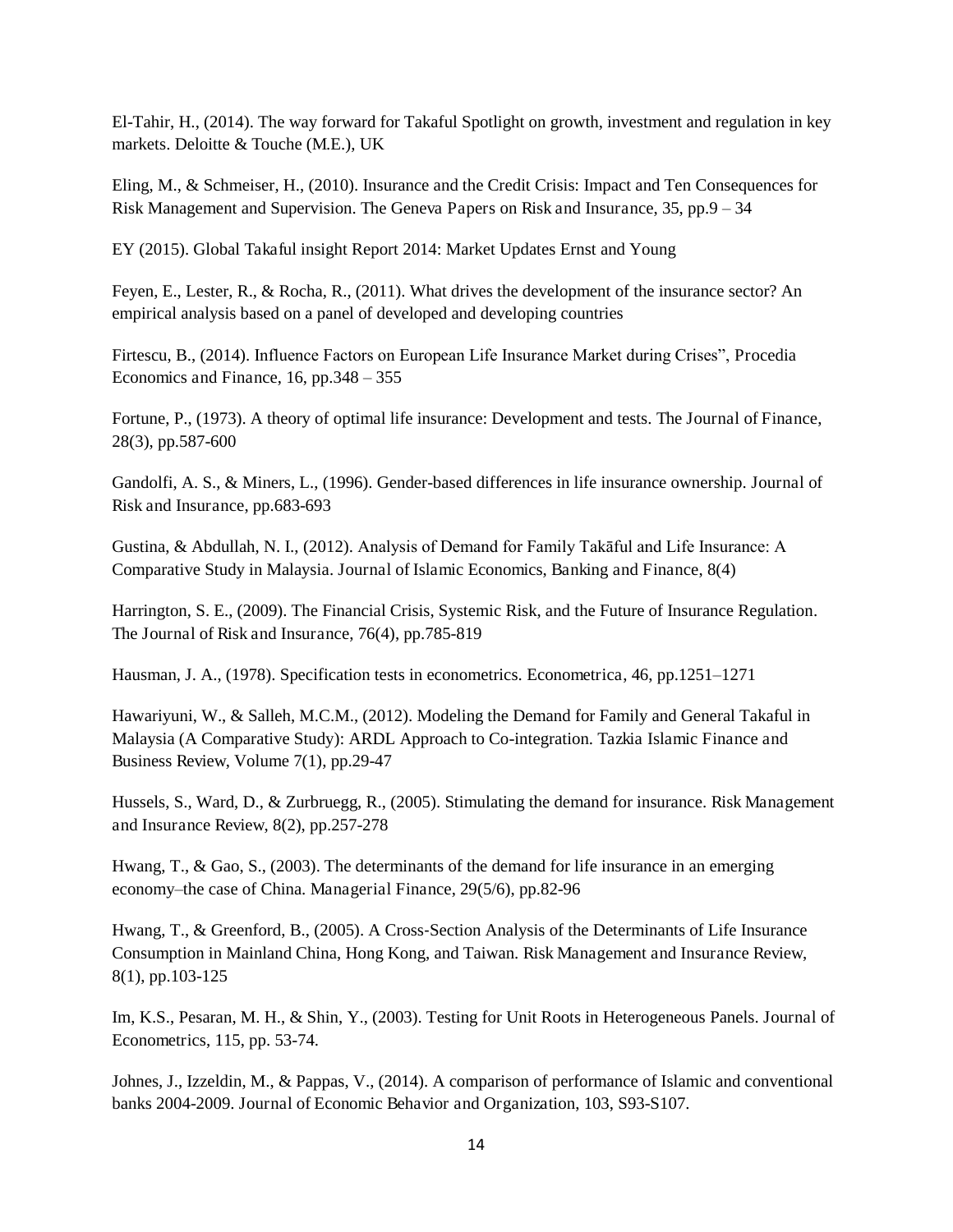El-Tahir, H., (2014). The way forward for Takaful Spotlight on growth, investment and regulation in key markets. Deloitte & Touche (M.E.), UK

Eling, M., & Schmeiser, H., (2010). Insurance and the Credit Crisis: Impact and Ten Consequences for Risk Management and Supervision. The Geneva Papers on Risk and Insurance, 35, pp.9 – 34

EY (2015). Global Takaful insight Report 2014: Market Updates Ernst and Young

Feyen, E., Lester, R., & Rocha, R., (2011). What drives the development of the insurance sector? An empirical analysis based on a panel of developed and developing countries

Firtescu, B., (2014). Influence Factors on European Life Insurance Market during Crises", Procedia Economics and Finance, 16, pp.348 – 355

Fortune, P., (1973). A theory of optimal life insurance: Development and tests. The Journal of Finance, 28(3), pp.587-600

Gandolfi, A. S., & Miners, L., (1996). Gender-based differences in life insurance ownership. Journal of Risk and Insurance, pp.683-693

Gustina, & Abdullah, N. I., (2012). Analysis of Demand for Family Takāful and Life Insurance: A Comparative Study in Malaysia. Journal of Islamic Economics, Banking and Finance, 8(4)

Harrington, S. E., (2009). The Financial Crisis, Systemic Risk, and the Future of Insurance Regulation. The Journal of Risk and Insurance, 76(4), pp.785-819

Hausman, J. A., (1978). Specification tests in econometrics. Econometrica, 46, pp.1251–1271

Hawariyuni, W., & Salleh, M.C.M., (2012). Modeling the Demand for Family and General Takaful in Malaysia (A Comparative Study): ARDL Approach to Co-integration. Tazkia Islamic Finance and Business Review, Volume 7(1), pp.29-47

Hussels, S., Ward, D., & Zurbruegg, R., (2005). Stimulating the demand for insurance. Risk Management and Insurance Review, 8(2), pp.257-278

Hwang, T., & Gao, S., (2003). The determinants of the demand for life insurance in an emerging economy–the case of China. Managerial Finance, 29(5/6), pp.82-96

Hwang, T., & Greenford, B., (2005). A Cross-Section Analysis of the Determinants of Life Insurance Consumption in Mainland China, Hong Kong, and Taiwan. Risk Management and Insurance Review, 8(1), pp.103-125

Im, K.S., Pesaran, M. H., & Shin, Y., (2003). Testing for Unit Roots in Heterogeneous Panels. Journal of Econometrics, 115, pp. 53-74.

Johnes, J., Izzeldin, M., & Pappas, V., (2014). A comparison of performance of Islamic and conventional banks 2004-2009. Journal of Economic Behavior and Organization, 103, S93-S107.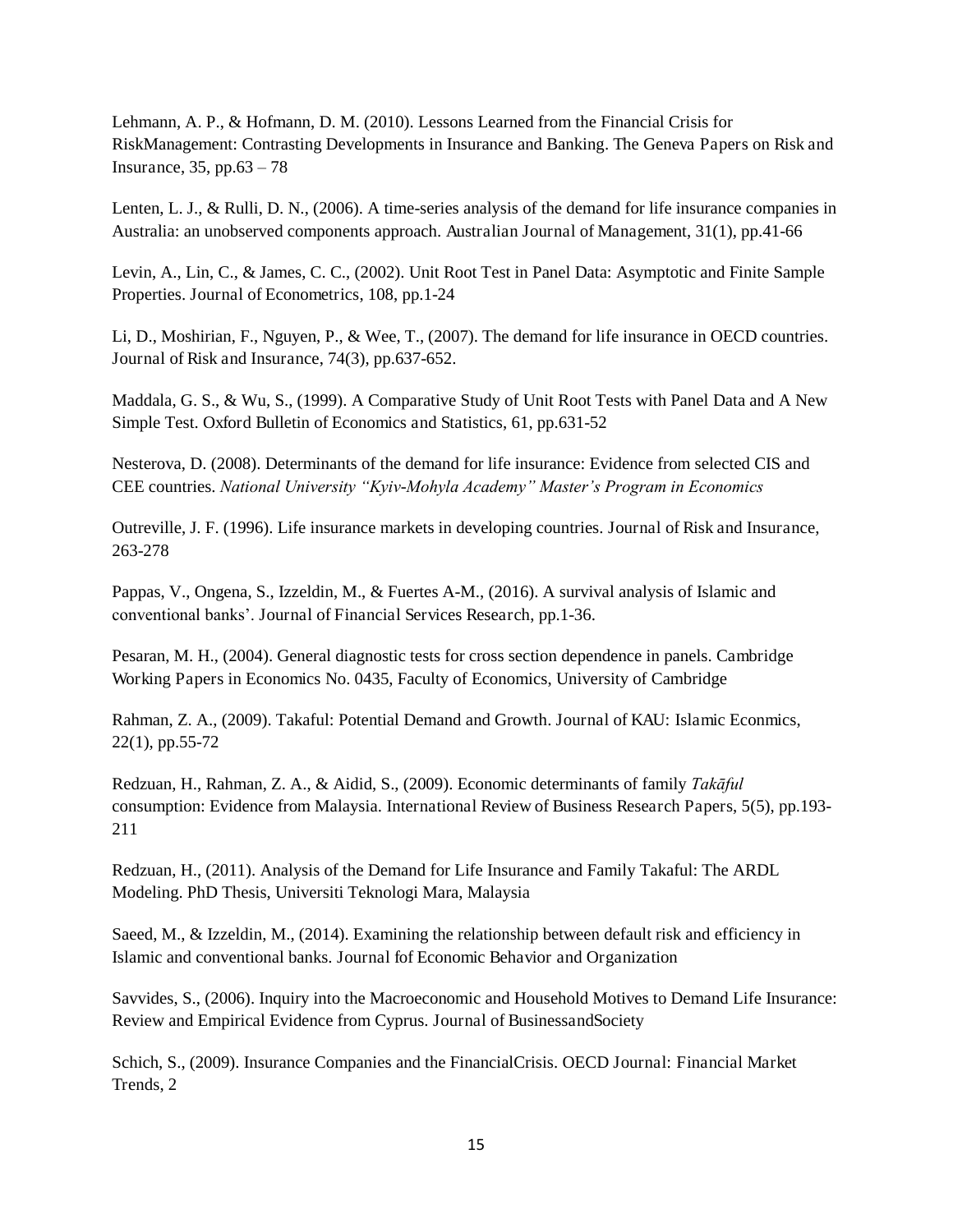Lehmann, A. P., & Hofmann, D. M. (2010). Lessons Learned from the Financial Crisis for RiskManagement: Contrasting Developments in Insurance and Banking. The Geneva Papers on Risk and Insurance, 35, pp.63 – 78

Lenten, L. J., & Rulli, D. N., (2006). A time-series analysis of the demand for life insurance companies in Australia: an unobserved components approach. Australian Journal of Management, 31(1), pp.41-66

Levin, A., Lin, C., & James, C. C., (2002). Unit Root Test in Panel Data: Asymptotic and Finite Sample Properties. Journal of Econometrics, 108, pp.1-24

Li, D., Moshirian, F., Nguyen, P., & Wee, T., (2007). The demand for life insurance in OECD countries. Journal of Risk and Insurance, 74(3), pp.637-652.

Maddala, G. S., & Wu, S., (1999). A Comparative Study of Unit Root Tests with Panel Data and A New Simple Test. Oxford Bulletin of Economics and Statistics, 61, pp.631-52

Nesterova, D. (2008). Determinants of the demand for life insurance: Evidence from selected CIS and CEE countries. *National University "Kyiv-Mohyla Academy" Master's Program in Economics*

Outreville, J. F. (1996). Life insurance markets in developing countries. Journal of Risk and Insurance, 263-278

Pappas, V., Ongena, S., Izzeldin, M., & Fuertes A-M., (2016). A survival analysis of Islamic and conventional banks'. Journal of Financial Services Research, pp.1-36.

Pesaran, M. H., (2004). General diagnostic tests for cross section dependence in panels. Cambridge Working Papers in Economics No. 0435, Faculty of Economics, University of Cambridge

Rahman, Z. A., (2009). Takaful: Potential Demand and Growth. Journal of KAU: Islamic Econmics, 22(1), pp.55-72

Redzuan, H., Rahman, Z. A., & Aidid, S., (2009). Economic determinants of family *Takāful* consumption: Evidence from Malaysia. International Review of Business Research Papers, 5(5), pp.193-211

Redzuan, H., (2011). Analysis of the Demand for Life Insurance and Family Takaful: The ARDL Modeling. PhD Thesis, Universiti Teknologi Mara, Malaysia

Saeed, M., & Izzeldin, M., (2014). Examining the relationship between default risk and efficiency in Islamic and conventional banks. Journal fof Economic Behavior and Organization

Savvides, S., (2006). Inquiry into the Macroeconomic and Household Motives to Demand Life Insurance: Review and Empirical Evidence from Cyprus. Journal of BusinessandSociety

Schich, S., (2009). Insurance Companies and the FinancialCrisis. OECD Journal: Financial Market Trends, 2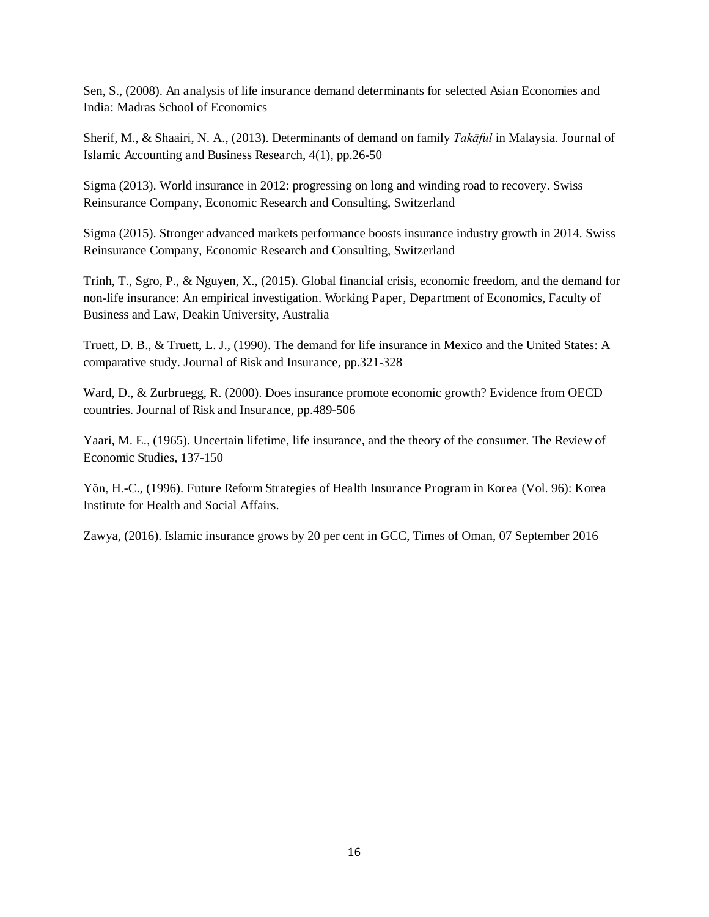Sen, S., (2008). An analysis of life insurance demand determinants for selected Asian Economies and India: Madras School of Economics

Sherif, M., & Shaairi, N. A., (2013). Determinants of demand on family *Takāful* in Malaysia. Journal of Islamic Accounting and Business Research, 4(1), pp.26-50

Sigma (2013). World insurance in 2012: progressing on long and winding road to recovery. Swiss Reinsurance Company, Economic Research and Consulting, Switzerland

Sigma (2015). Stronger advanced markets performance boosts insurance industry growth in 2014. Swiss Reinsurance Company, Economic Research and Consulting, Switzerland

Trinh, T., Sgro, P., & Nguyen, X., (2015). Global financial crisis, economic freedom, and the demand for non-life insurance: An empirical investigation. Working Paper, Department of Economics, Faculty of Business and Law, Deakin University, Australia

Truett, D. B., & Truett, L. J., (1990). The demand for life insurance in Mexico and the United States: A comparative study. Journal of Risk and Insurance, pp.321-328

Ward, D., & Zurbruegg, R. (2000). Does insurance promote economic growth? Evidence from OECD countries. Journal of Risk and Insurance, pp.489-506

Yaari, M. E., (1965). Uncertain lifetime, life insurance, and the theory of the consumer. The Review of Economic Studies, 137-150

Yŏn, H.-C., (1996). Future Reform Strategies of Health Insurance Program in Korea (Vol. 96): Korea Institute for Health and Social Affairs.

Zawya, (2016). Islamic insurance grows by 20 per cent in GCC, Times of Oman, 07 September 2016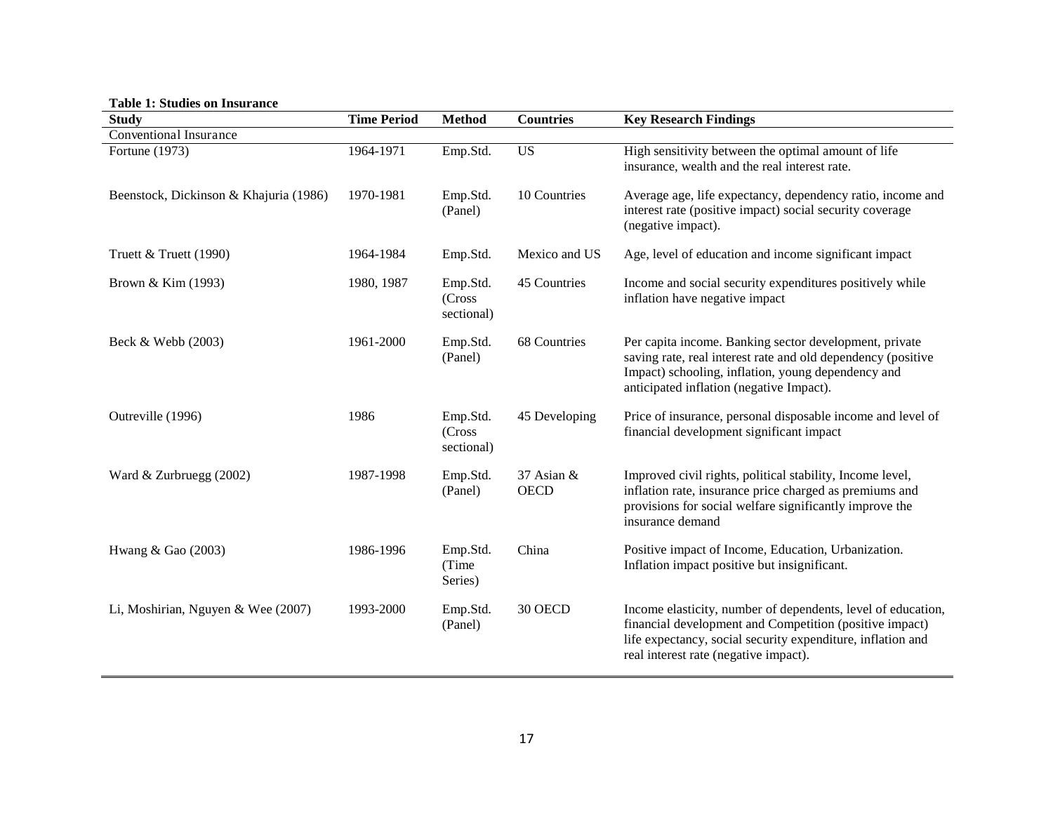**Table 1: Studies on Insurance**

| Study | Time Period | Method | Countries | Key Research Findings |
|---|---|---|---|---|
| Conventional Insurance | | | | |
| Fortune (1973) | 1964-1971 | Emp.Std. | US | High sensitivity between the optimal amount of life insurance, wealth and the real interest rate. |
| Beenstock, Dickinson & Khajuria (1986) | 1970-1981 | Emp.Std. (Panel) | 10 Countries | Average age, life expectancy, dependency ratio, income and interest rate (positive impact) social security coverage (negative impact). |
| Truett & Truett (1990) | 1964-1984 | Emp.Std. | Mexico and US | Age, level of education and income significant impact |
| Brown & Kim (1993) | 1980, 1987 | Emp.Std. (Cross sectional) | 45 Countries | Income and social security expenditures positively while inflation have negative impact |
| Beck & Webb (2003) | 1961-2000 | Emp.Std. (Panel) | 68 Countries | Per capita income. Banking sector development, private saving rate, real interest rate and old dependency (positive Impact) schooling, inflation, young dependency and anticipated inflation (negative Impact). |
| Outreville (1996) | 1986 | Emp.Std. (Cross sectional) | 45 Developing | Price of insurance, personal disposable income and level of financial development significant impact |
| Ward & Zurbruegg (2002) | 1987-1998 | Emp.Std. (Panel) | 37 Asian & OECD | Improved civil rights, political stability, Income level, inflation rate, insurance price charged as premiums and provisions for social welfare significantly improve the insurance demand |
| Hwang & Gao (2003) | 1986-1996 | Emp.Std. (Time Series) | China | Positive impact of Income, Education, Urbanization. Inflation impact positive but insignificant. |
| Li, Moshirian, Nguyen & Wee (2007) | 1993-2000 | Emp.Std. (Panel) | 30 OECD | Income elasticity, number of dependents, level of education, financial development and Competition (positive impact) life expectancy, social security expenditure, inflation and real interest rate (negative impact). |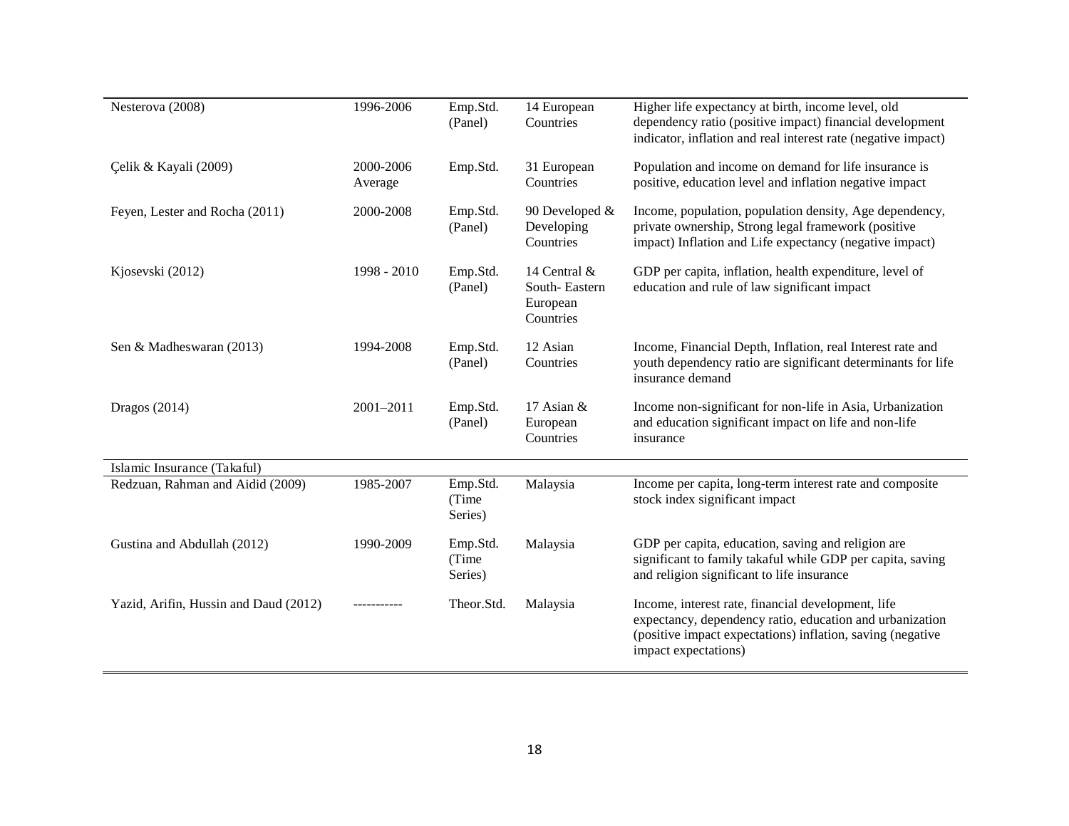| | | | | |
|---|---|---|---|---|
| Nesterova (2008) | 1996-2006 | Emp.Std. (Panel) | 14 European Countries | Higher life expectancy at birth, income level, old dependency ratio (positive impact) financial development indicator, inflation and real interest rate (negative impact) |
| Çelik & Kayali (2009) | 2000-2006 Average | Emp.Std. | 31 European Countries | Population and income on demand for life insurance is positive, education level and inflation negative impact |
| Feyen, Lester and Rocha (2011) | 2000-2008 | Emp.Std. (Panel) | 90 Developed & Developing Countries | Income, population, population density, Age dependency, private ownership, Strong legal framework (positive impact) Inflation and Life expectancy (negative impact) |
| Kjosevski (2012) | 1998 - 2010 | Emp.Std. (Panel) | 14 Central & South- Eastern European Countries | GDP per capita, inflation, health expenditure, level of education and rule of law significant impact |
| Sen & Madheswaran (2013) | 1994-2008 | Emp.Std. (Panel) | 12 Asian Countries | Income, Financial Depth, Inflation, real Interest rate and youth dependency ratio are significant determinants for life insurance demand |
| Dragos (2014) | 2001–2011 | Emp.Std. (Panel) | 17 Asian & European Countries | Income non-significant for non-life in Asia, Urbanization and education significant impact on life and non-life insurance |
| Islamic Insurance (Takaful) | | | | |
| Redzuan, Rahman and Aidid (2009) | 1985-2007 | Emp.Std. (Time Series) | Malaysia | Income per capita, long-term interest rate and composite stock index significant impact |
| Gustina and Abdullah (2012) | 1990-2009 | Emp.Std. (Time Series) | Malaysia | GDP per capita, education, saving and religion are significant to family takaful while GDP per capita, saving and religion significant to life insurance |
| Yazid, Arifin, Hussin and Daud (2012) | ----------- | Theor.Std. | Malaysia | Income, interest rate, financial development, life expectancy, dependency ratio, education and urbanization (positive impact expectations) inflation, saving (negative impact expectations) |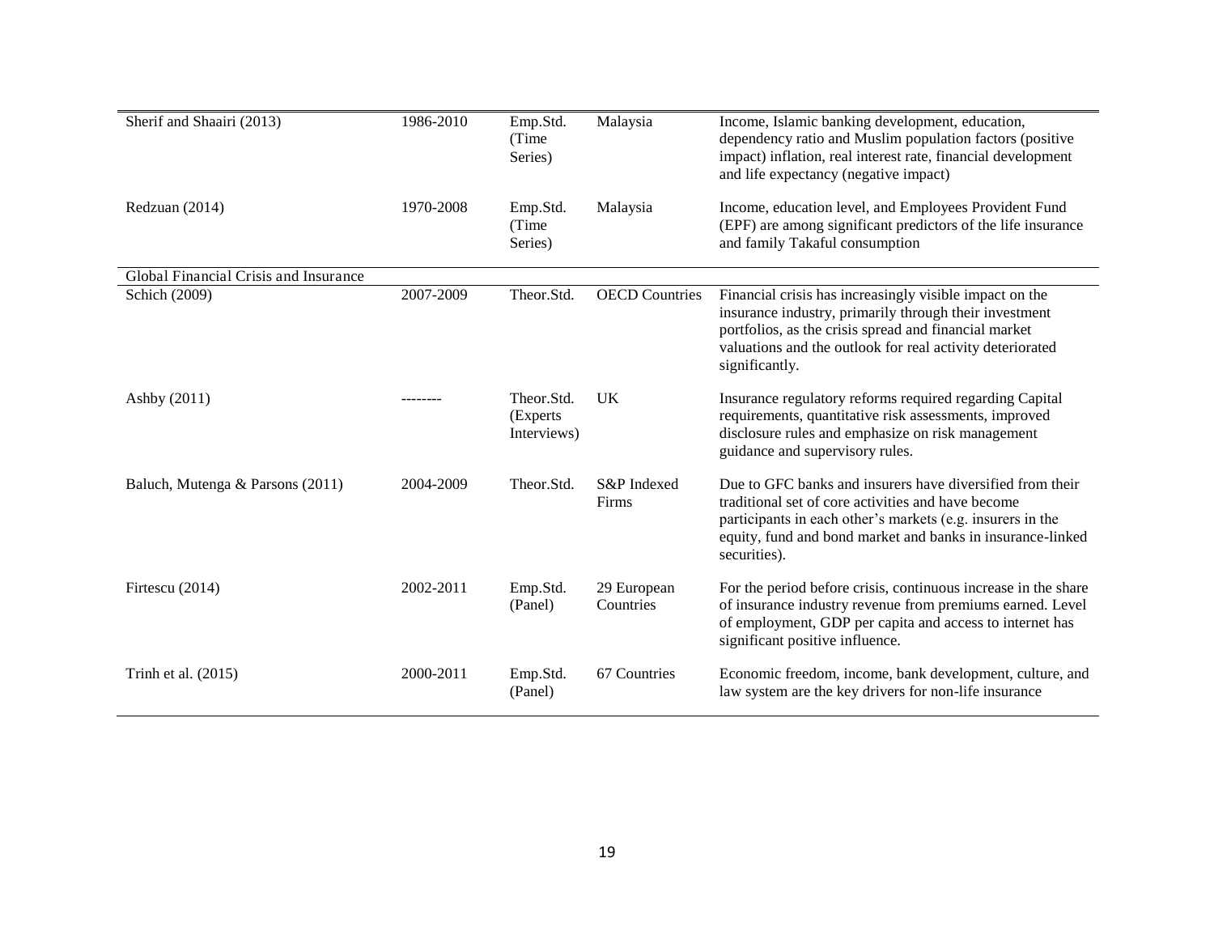| | | | | |
|---|---|---|---|---|
| Sherif and Shaairi (2013) | 1986-2010 | Emp.Std. (Time Series) | Malaysia | Income, Islamic banking development, education, dependency ratio and Muslim population factors (positive impact) inflation, real interest rate, financial development and life expectancy (negative impact) |
| Redzuan (2014) | 1970-2008 | Emp.Std. (Time Series) | Malaysia | Income, education level, and Employees Provident Fund (EPF) are among significant predictors of the life insurance and family Takaful consumption |
| Global Financial Crisis and Insurance | | | | |
| Schich (2009) | 2007-2009 | Theor.Std. | OECD Countries | Financial crisis has increasingly visible impact on the insurance industry, primarily through their investment portfolios, as the crisis spread and financial market valuations and the outlook for real activity deteriorated significantly. |
| Ashby (2011) | -------- | Theor.Std. (Experts Interviews) | UK | Insurance regulatory reforms required regarding Capital requirements, quantitative risk assessments, improved disclosure rules and emphasize on risk management guidance and supervisory rules. |
| Baluch, Mutenga & Parsons (2011) | 2004-2009 | Theor.Std. | S&P Indexed Firms | Due to GFC banks and insurers have diversified from their traditional set of core activities and have become participants in each other's markets (e.g. insurers in the equity, fund and bond market and banks in insurance-linked securities). |
| Firtescu (2014) | 2002-2011 | Emp.Std. (Panel) | 29 European Countries | For the period before crisis, continuous increase in the share of insurance industry revenue from premiums earned. Level of employment, GDP per capita and access to internet has significant positive influence. |
| Trinh et al. (2015) | 2000-2011 | Emp.Std. (Panel) | 67 Countries | Economic freedom, income, bank development, culture, and law system are the key drivers for non-life insurance |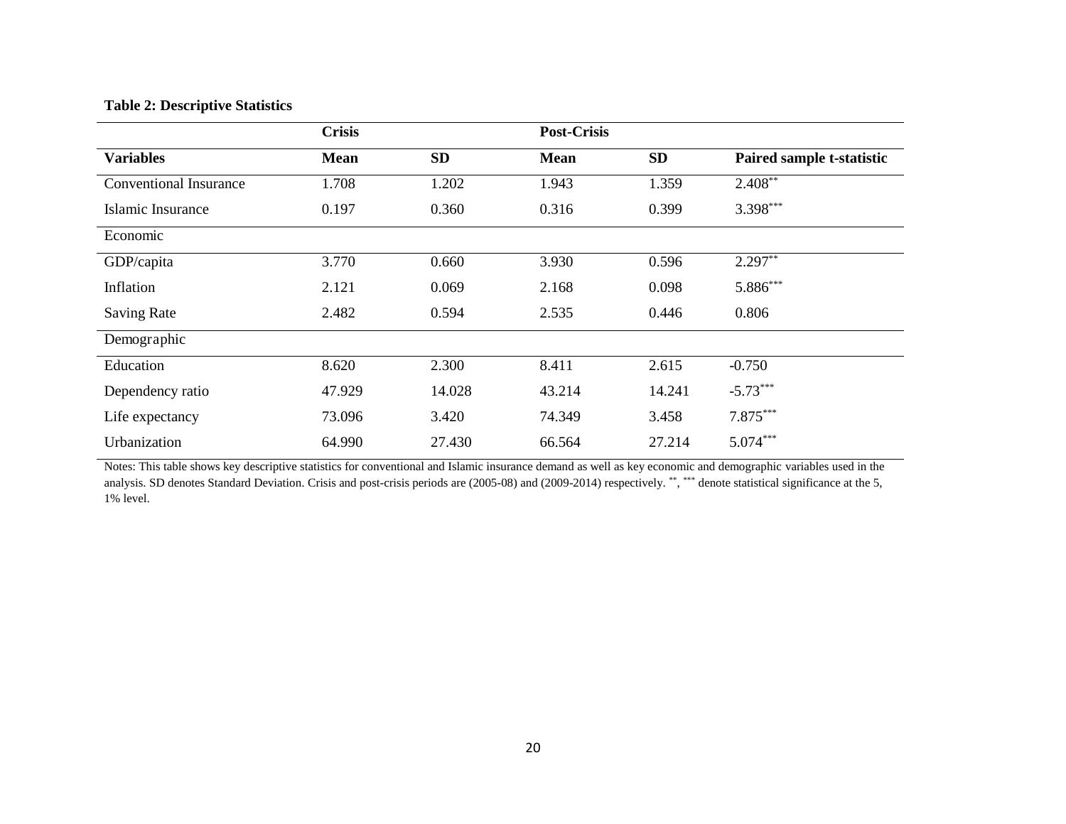**Table 2: Descriptive Statistics**

| | Crisis | | Post-Crisis | | |
|---|---|---|---|---|---|
| **Variables** | **Mean** | **SD** | **Mean** | **SD** | **Paired sample t-statistic** |
| Conventional Insurance | 1.708 | 1.202 | 1.943 | 1.359 | 2.408** |
| Islamic Insurance | 0.197 | 0.360 | 0.316 | 0.399 | 3.398*** |
| Economic | | | | | |
| GDP/capita | 3.770 | 0.660 | 3.930 | 0.596 | 2.297** |
| Inflation | 2.121 | 0.069 | 2.168 | 0.098 | 5.886*** |
| Saving Rate | 2.482 | 0.594 | 2.535 | 0.446 | 0.806 |
| Demographic | | | | | |
| Education | 8.620 | 2.300 | 8.411 | 2.615 | -0.750 |
| Dependency ratio | 47.929 | 14.028 | 43.214 | 14.241 | -5.73*** |
| Life expectancy | 73.096 | 3.420 | 74.349 | 3.458 | 7.875*** |
| Urbanization | 64.990 | 27.430 | 66.564 | 27.214 | 5.074*** |

Notes: This table shows key descriptive statistics for conventional and Islamic insurance demand as well as key economic and demographic variables used in the analysis. SD denotes Standard Deviation. Crisis and post-crisis periods are (2005-08) and (2009-2014) respectively. **, *** denote statistical significance at the 5, 1% level.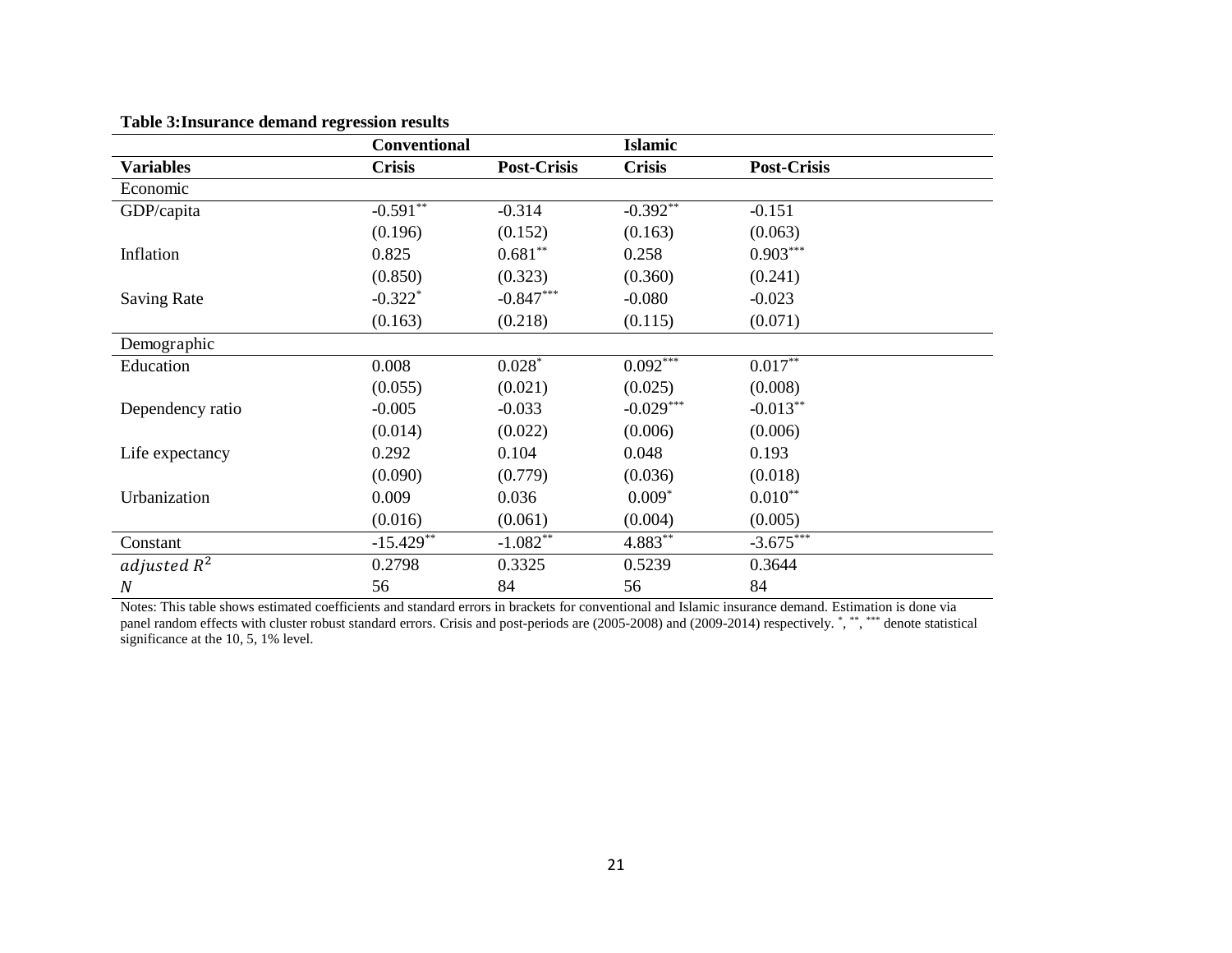**Table 3:Insurance demand regression results**

| | Conventional | | Islamic | |
|---|---|---|---|---|
| **Variables** | **Crisis** | **Post-Crisis** | **Crisis** | **Post-Crisis** |
| Economic | | | | |
| GDP/capita | -0.591** | -0.314 | -0.392** | -0.151 |
| | (0.196) | (0.152) | (0.163) | (0.063) |
| Inflation | 0.825 | 0.681** | 0.258 | 0.903*** |
| | (0.850) | (0.323) | (0.360) | (0.241) |
| Saving Rate | -0.322* | -0.847*** | -0.080 | -0.023 |
| | (0.163) | (0.218) | (0.115) | (0.071) |
| Demographic | | | | |
| Education | 0.008 | 0.028* | 0.092*** | 0.017** |
| | (0.055) | (0.021) | (0.025) | (0.008) |
| Dependency ratio | -0.005 | -0.033 | -0.029*** | -0.013** |
| | (0.014) | (0.022) | (0.006) | (0.006) |
| Life expectancy | 0.292 | 0.104 | 0.048 | 0.193 |
| | (0.090) | (0.779) | (0.036) | (0.018) |
| Urbanization | 0.009 | 0.036 | 0.009* | 0.010** |
| | (0.016) | (0.061) | (0.004) | (0.005) |
| Constant | -15.429** | -1.082** | 4.883** | -3.675*** |
| $adjusted\ R^2$ | 0.2798 | 0.3325 | 0.5239 | 0.3644 |
| $N$ | 56 | 84 | 56 | 84 |

Notes: This table shows estimated coefficients and standard errors in brackets for conventional and Islamic insurance demand. Estimation is done via panel random effects with cluster robust standard errors. Crisis and post-periods are (2005-2008) and (2009-2014) respectively. *, **, *** denote statistical significance at the 10, 5, 1% level.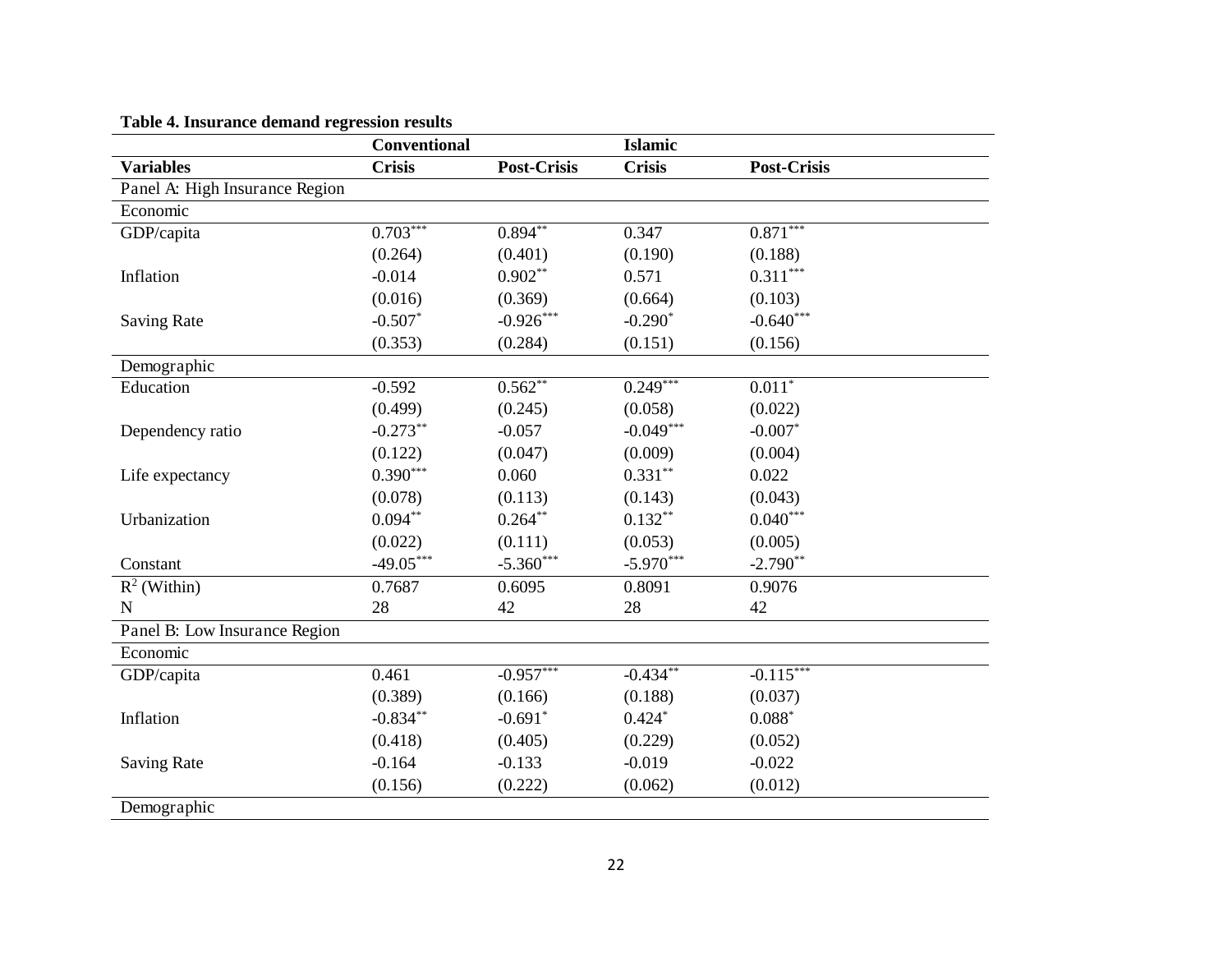**Table 4. Insurance demand regression results**

| | Conventional | | Islamic | |
|---|---|---|---|---|
| **Variables** | **Crisis** | **Post-Crisis** | **Crisis** | **Post-Crisis** |
| Panel A: High Insurance Region | | | | |
| Economic | | | | |
| GDP/capita | $0.703^{***}$ | $0.894^{**}$ | 0.347 | $0.871^{***}$ |
| | (0.264) | (0.401) | (0.190) | (0.188) |
| Inflation | -0.014 | $0.902^{**}$ | 0.571 | $0.311^{***}$ |
| | (0.016) | (0.369) | (0.664) | (0.103) |
| Saving Rate | $-0.507^{*}$ | $-0.926^{***}$ | $-0.290^{*}$ | $-0.640^{***}$ |
| | (0.353) | (0.284) | (0.151) | (0.156) |
| Demographic | | | | |
| Education | -0.592 | $0.562^{**}$ | $0.249^{***}$ | $0.011^{*}$ |
| | (0.499) | (0.245) | (0.058) | (0.022) |
| Dependency ratio | $-0.273^{**}$ | -0.057 | $-0.049^{***}$ | $-0.007^{*}$ |
| | (0.122) | (0.047) | (0.009) | (0.004) |
| Life expectancy | $0.390^{***}$ | 0.060 | $0.331^{**}$ | 0.022 |
| | (0.078) | (0.113) | (0.143) | (0.043) |
| Urbanization | $0.094^{**}$ | $0.264^{**}$ | $0.132^{**}$ | $0.040^{***}$ |
| | (0.022) | (0.111) | (0.053) | (0.005) |
| Constant | $-49.05^{***}$ | $-5.360^{***}$ | $-5.970^{***}$ | $-2.790^{**}$ |
| $R^2$ (Within) | 0.7687 | 0.6095 | 0.8091 | 0.9076 |
| N | 28 | 42 | 28 | 42 |
| Panel B: Low Insurance Region | | | | |
| Economic | | | | |
| GDP/capita | 0.461 | $-0.957^{***}$ | $-0.434^{**}$ | $-0.115^{***}$ |
| | (0.389) | (0.166) | (0.188) | (0.037) |
| Inflation | $-0.834^{**}$ | $-0.691^{*}$ | $0.424^{*}$ | $0.088^{*}$ |
| | (0.418) | (0.405) | (0.229) | (0.052) |
| Saving Rate | -0.164 | -0.133 | -0.019 | -0.022 |
| | (0.156) | (0.222) | (0.062) | (0.012) |
| Demographic | | | | |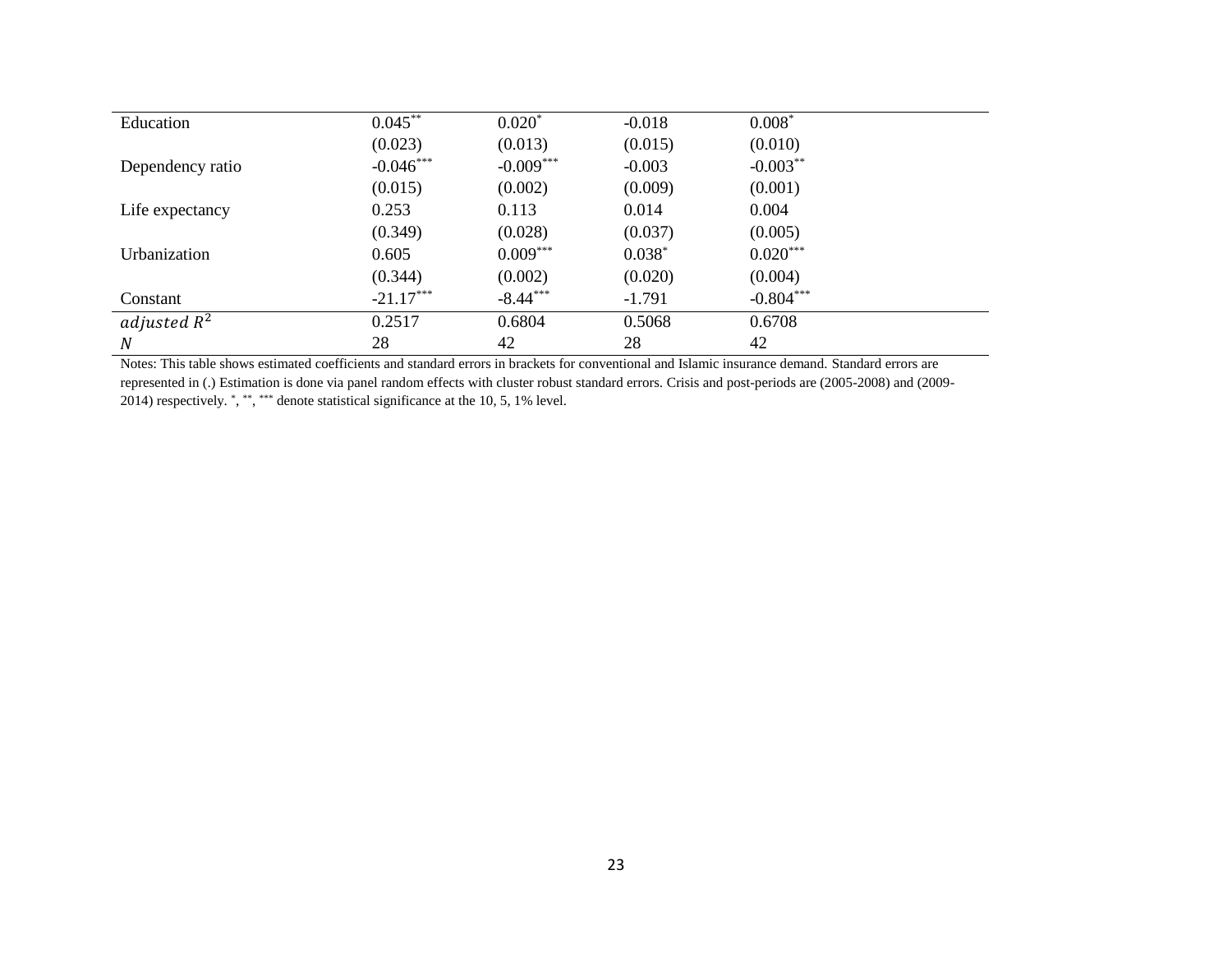| | | | | |
|---|---|---|---|---|
| Education | 0.045** | 0.020* | -0.018 | 0.008* |
| | (0.023) | (0.013) | (0.015) | (0.010) |
| Dependency ratio | -0.046*** | -0.009*** | -0.003 | -0.003** |
| | (0.015) | (0.002) | (0.009) | (0.001) |
| Life expectancy | 0.253 | 0.113 | 0.014 | 0.004 |
| | (0.349) | (0.028) | (0.037) | (0.005) |
| Urbanization | 0.605 | 0.009*** | 0.038* | 0.020*** |
| | (0.344) | (0.002) | (0.020) | (0.004) |
| Constant | -21.17*** | -8.44*** | -1.791 | -0.804*** |
| $adjusted\ R^2$ | 0.2517 | 0.6804 | 0.5068 | 0.6708 |
| $N$ | 28 | 42 | 28 | 42 |

Notes: This table shows estimated coefficients and standard errors in brackets for conventional and Islamic insurance demand. Standard errors are represented in (.) Estimation is done via panel random effects with cluster robust standard errors. Crisis and post-periods are (2005-2008) and (2009-2014) respectively. *, **, *** denote statistical significance at the 10, 5, 1% level.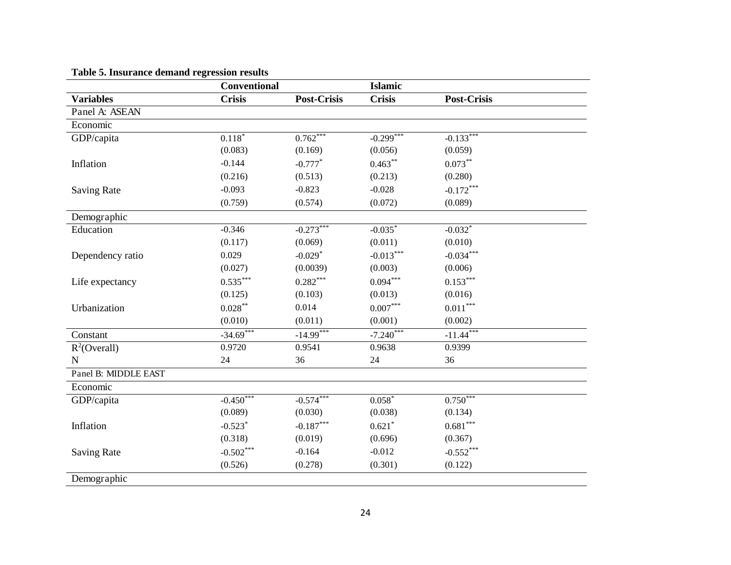**Table 5. Insurance demand regression results**

| | Conventional | | Islamic | |
|---|---|---|---|---|
| **Variables** | **Crisis** | **Post-Crisis** | **Crisis** | **Post-Crisis** |
| Panel A: ASEAN | | | | |
| Economic | | | | |
| GDP/capita | $0.118^{*}$ | $0.762^{***}$ | $-0.299^{***}$ | $-0.133^{***}$ |
| | (0.083) | (0.169) | (0.056) | (0.059) |
| Inflation | -0.144 | $-0.777^{*}$ | $0.463^{**}$ | $0.073^{**}$ |
| | (0.216) | (0.513) | (0.213) | (0.280) |
| Saving Rate | -0.093 | -0.823 | -0.028 | $-0.172^{***}$ |
| | (0.759) | (0.574) | (0.072) | (0.089) |
| Demographic | | | | |
| Education | -0.346 | $-0.273^{***}$ | $-0.035^{*}$ | $-0.032^{*}$ |
| | (0.117) | (0.069) | (0.011) | (0.010) |
| Dependency ratio | 0.029 | $-0.029^{*}$ | $-0.013^{***}$ | $-0.034^{***}$ |
| | (0.027) | (0.0039) | (0.003) | (0.006) |
| Life expectancy | $0.535^{***}$ | $0.282^{***}$ | $0.094^{***}$ | $0.153^{***}$ |
| | (0.125) | (0.103) | (0.013) | (0.016) |
| Urbanization | $0.028^{**}$ | 0.014 | $0.007^{***}$ | $0.011^{***}$ |
| | (0.010) | (0.011) | (0.001) | (0.002) |
| Constant | $-34.69^{***}$ | $-14.99^{***}$ | $-7.240^{***}$ | $-11.44^{***}$ |
| $R^2$(Overall) | 0.9720 | 0.9541 | 0.9638 | 0.9399 |
| N | 24 | 36 | 24 | 36 |
| Panel B: MIDDLE EAST | | | | |
| Economic | | | | |
| GDP/capita | $-0.450^{***}$ | $-0.574^{***}$ | $0.058^{*}$ | $0.750^{***}$ |
| | (0.089) | (0.030) | (0.038) | (0.134) |
| Inflation | $-0.523^{*}$ | $-0.187^{***}$ | $0.621^{*}$ | $0.681^{***}$ |
| | (0.318) | (0.019) | (0.696) | (0.367) |
| Saving Rate | $-0.502^{***}$ | -0.164 | -0.012 | $-0.552^{***}$ |
| | (0.526) | (0.278) | (0.301) | (0.122) |
| Demographic | | | | |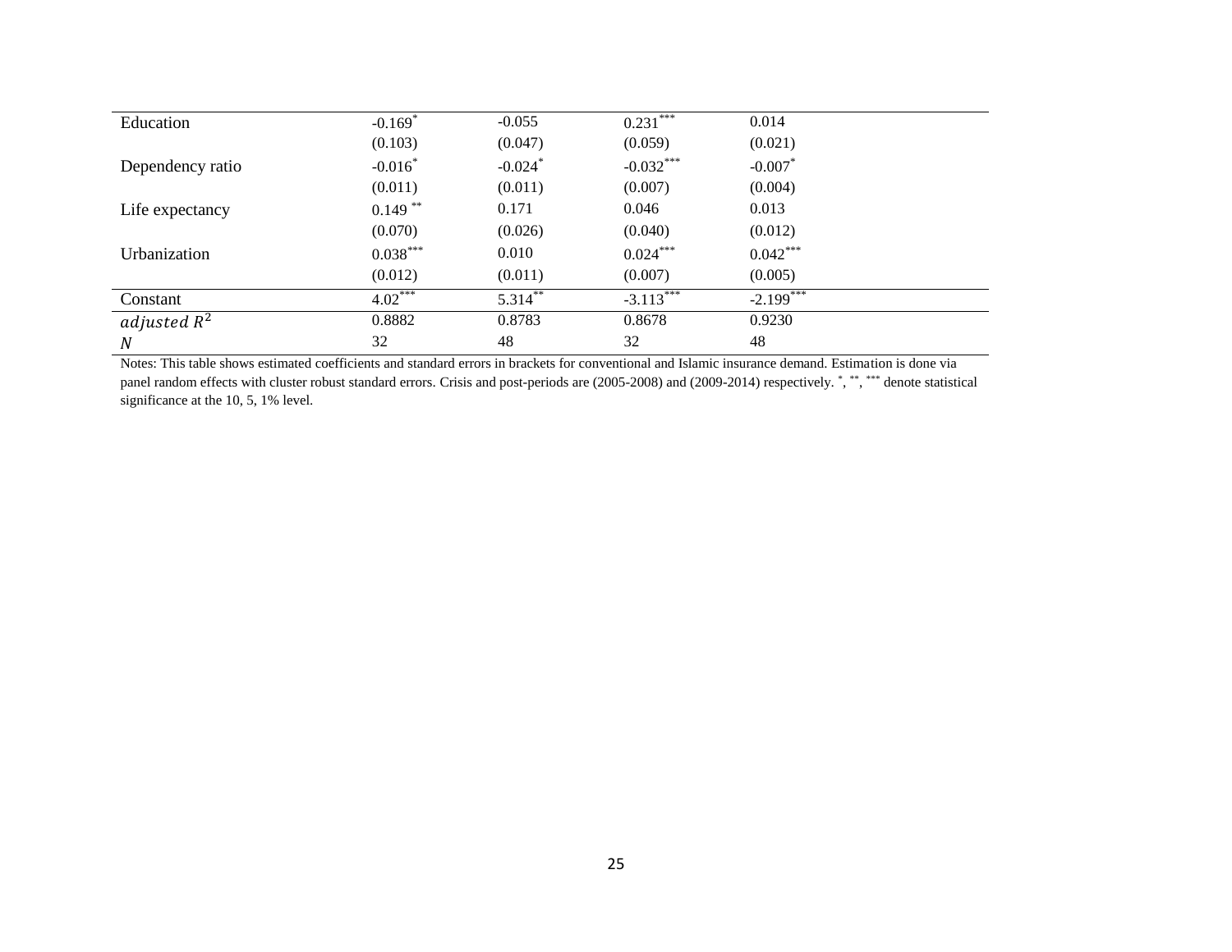| | | | | |
|---|---|---|---|---|
| Education | -0.169* | -0.055 | 0.231*** | 0.014 |
| | (0.103) | (0.047) | (0.059) | (0.021) |
| Dependency ratio | -0.016* | -0.024* | -0.032*** | -0.007* |
| | (0.011) | (0.011) | (0.007) | (0.004) |
| Life expectancy | 0.149 ** | 0.171 | 0.046 | 0.013 |
| | (0.070) | (0.026) | (0.040) | (0.012) |
| Urbanization | 0.038*** | 0.010 | 0.024*** | 0.042*** |
| | (0.012) | (0.011) | (0.007) | (0.005) |
| Constant | 4.02*** | 5.314** | -3.113*** | -2.199*** |
| *adjusted* $R^2$ | 0.8882 | 0.8783 | 0.8678 | 0.9230 |
| $N$ | 32 | 48 | 32 | 48 |

Notes: This table shows estimated coefficients and standard errors in brackets for conventional and Islamic insurance demand. Estimation is done via panel random effects with cluster robust standard errors. Crisis and post-periods are (2005-2008) and (2009-2014) respectively. *, **, *** denote statistical significance at the 10, 5, 1% level.